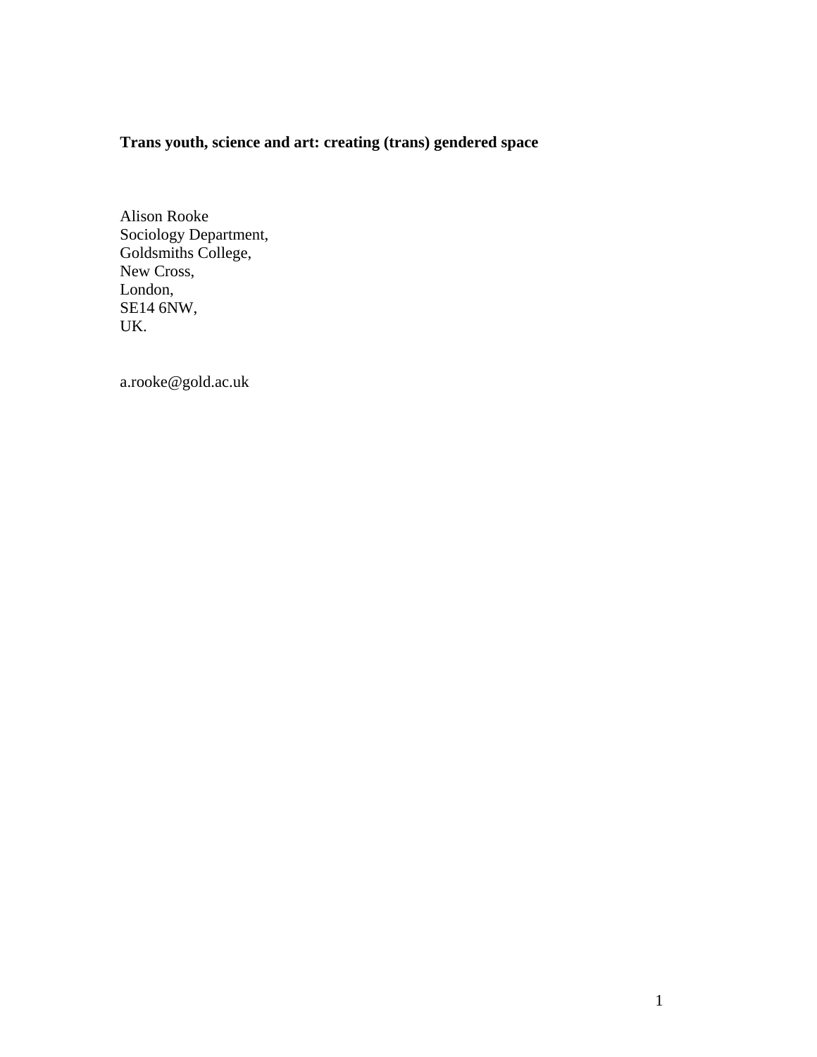**Trans youth, science and art: creating (trans) gendered space**

Alison Rooke
Sociology Department,
Goldsmiths College,
New Cross,
London,
SE14 6NW,
UK.

a.rooke@gold.ac.uk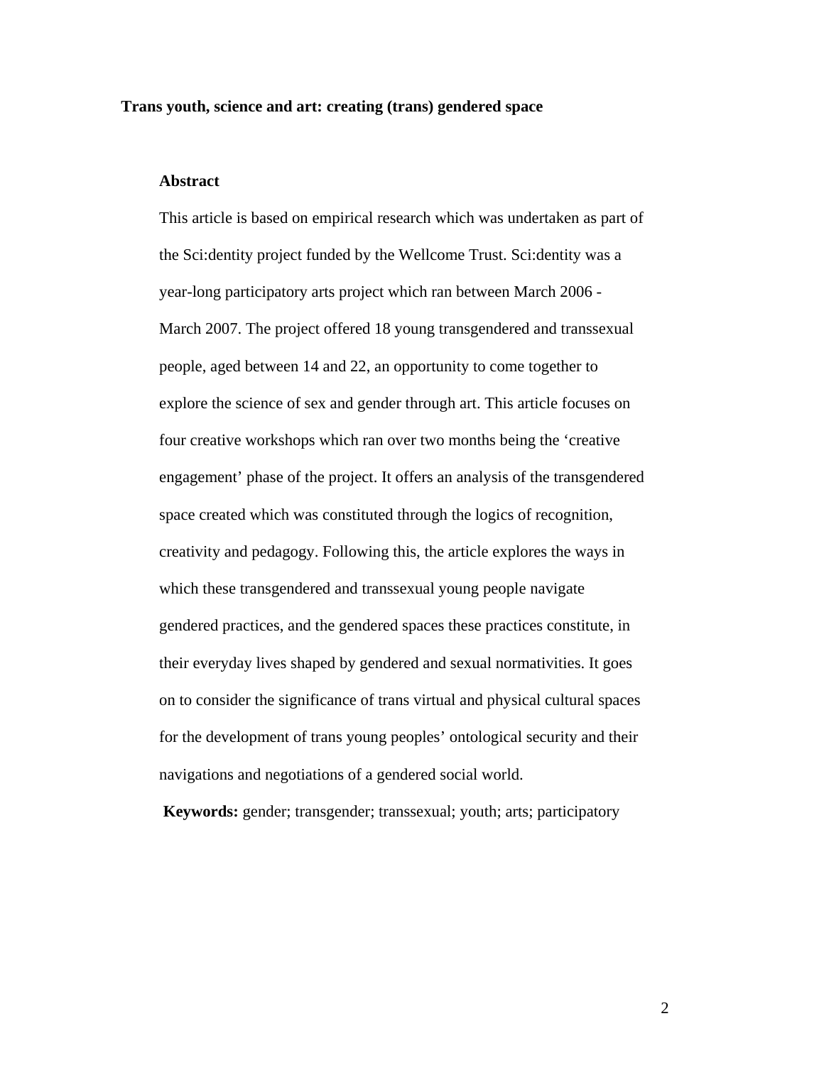**Trans youth, science and art: creating (trans) gendered space**

## Abstract

This article is based on empirical research which was undertaken as part of the Sci:dentity project funded by the Wellcome Trust. Sci:dentity was a year-long participatory arts project which ran between March 2006 - March 2007. The project offered 18 young transgendered and transsexual people, aged between 14 and 22, an opportunity to come together to explore the science of sex and gender through art. This article focuses on four creative workshops which ran over two months being the 'creative engagement' phase of the project. It offers an analysis of the transgendered space created which was constituted through the logics of recognition, creativity and pedagogy. Following this, the article explores the ways in which these transgendered and transsexual young people navigate gendered practices, and the gendered spaces these practices constitute, in their everyday lives shaped by gendered and sexual normativities. It goes on to consider the significance of trans virtual and physical cultural spaces for the development of trans young peoples' ontological security and their navigations and negotiations of a gendered social world.

**Keywords:** gender; transgender; transsexual; youth; arts; participatory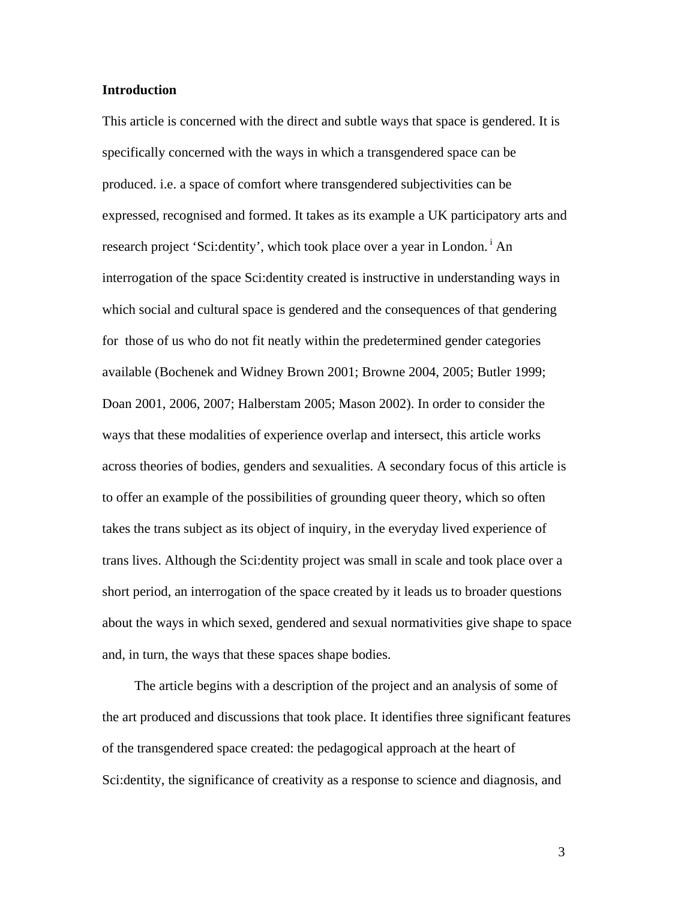## Introduction

This article is concerned with the direct and subtle ways that space is gendered. It is specifically concerned with the ways in which a transgendered space can be produced. i.e. a space of comfort where transgendered subjectivities can be expressed, recognised and formed. It takes as its example a UK participatory arts and research project 'Sci:dentity', which took place over a year in London.[i] An interrogation of the space Sci:dentity created is instructive in understanding ways in which social and cultural space is gendered and the consequences of that gendering for those of us who do not fit neatly within the predetermined gender categories available (Bochenek and Widney Brown 2001; Browne 2004, 2005; Butler 1999; Doan 2001, 2006, 2007; Halberstam 2005; Mason 2002). In order to consider the ways that these modalities of experience overlap and intersect, this article works across theories of bodies, genders and sexualities. A secondary focus of this article is to offer an example of the possibilities of grounding queer theory, which so often takes the trans subject as its object of inquiry, in the everyday lived experience of trans lives. Although the Sci:dentity project was small in scale and took place over a short period, an interrogation of the space created by it leads us to broader questions about the ways in which sexed, gendered and sexual normativities give shape to space and, in turn, the ways that these spaces shape bodies.

The article begins with a description of the project and an analysis of some of the art produced and discussions that took place. It identifies three significant features of the transgendered space created: the pedagogical approach at the heart of Sci:dentity, the significance of creativity as a response to science and diagnosis, and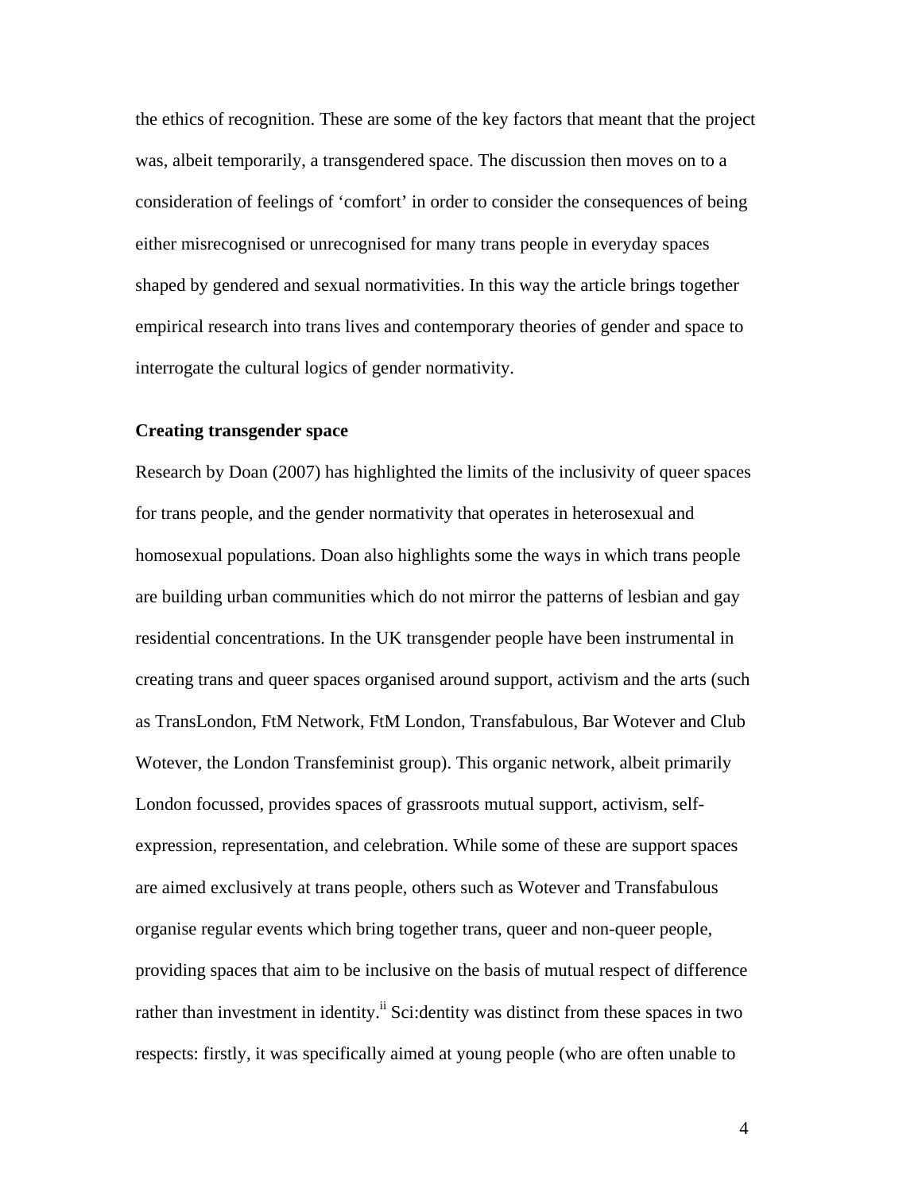the ethics of recognition. These are some of the key factors that meant that the project was, albeit temporarily, a transgendered space. The discussion then moves on to a consideration of feelings of 'comfort' in order to consider the consequences of being either misrecognised or unrecognised for many trans people in everyday spaces shaped by gendered and sexual normativities. In this way the article brings together empirical research into trans lives and contemporary theories of gender and space to interrogate the cultural logics of gender normativity.

### Creating transgender space

Research by Doan (2007) has highlighted the limits of the inclusivity of queer spaces for trans people, and the gender normativity that operates in heterosexual and homosexual populations. Doan also highlights some the ways in which trans people are building urban communities which do not mirror the patterns of lesbian and gay residential concentrations. In the UK transgender people have been instrumental in creating trans and queer spaces organised around support, activism and the arts (such as TransLondon, FtM Network, FtM London, Transfabulous, Bar Wotever and Club Wotever, the London Transfeminist group). This organic network, albeit primarily London focussed, provides spaces of grassroots mutual support, activism, self-expression, representation, and celebration. While some of these are support spaces are aimed exclusively at trans people, others such as Wotever and Transfabulous organise regular events which bring together trans, queer and non-queer people, providing spaces that aim to be inclusive on the basis of mutual respect of difference rather than investment in identity.[ii] Sci:dentity was distinct from these spaces in two respects: firstly, it was specifically aimed at young people (who are often unable to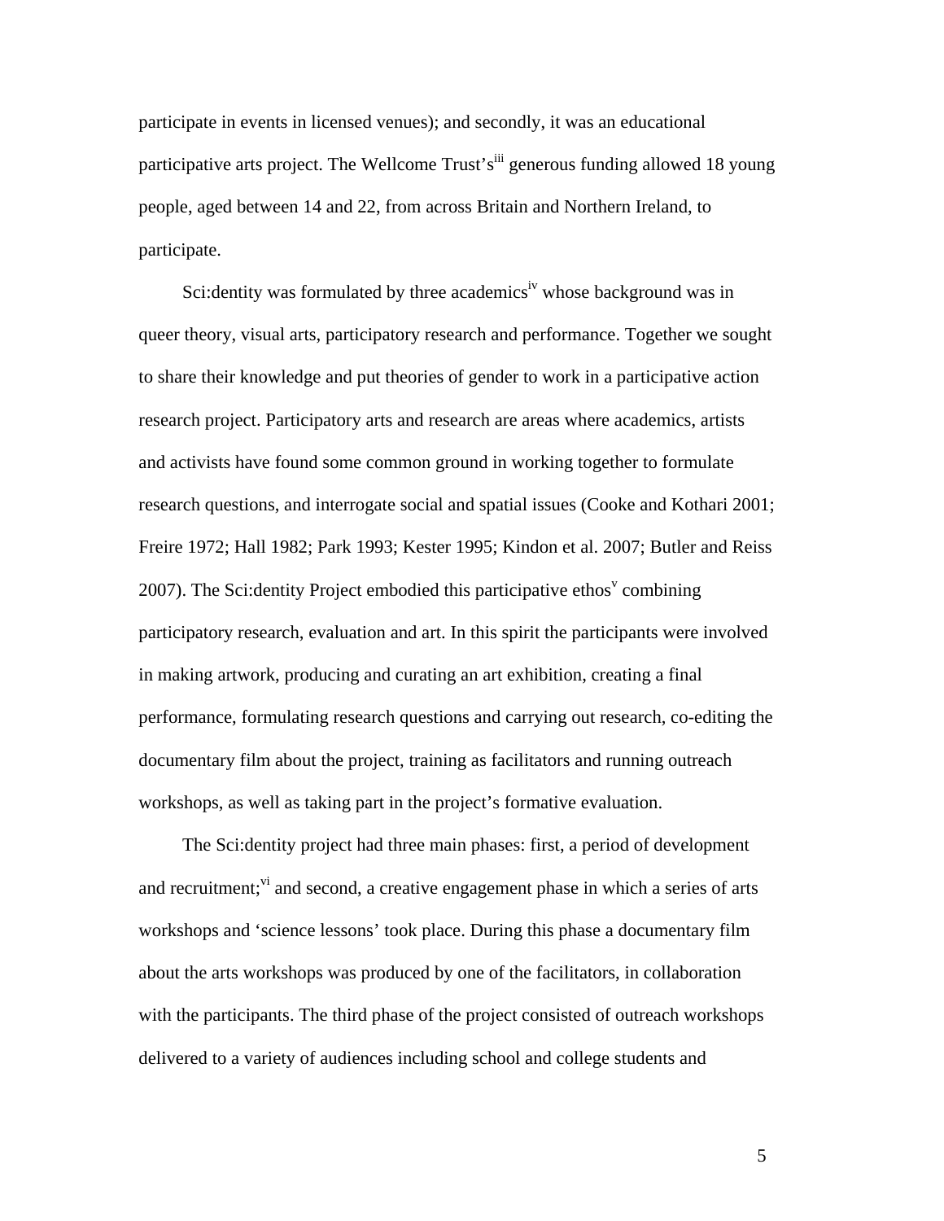participate in events in licensed venues); and secondly, it was an educational participative arts project. The Wellcome Trust's[iii] generous funding allowed 18 young people, aged between 14 and 22, from across Britain and Northern Ireland, to participate.

Sci:dentity was formulated by three academics[iv] whose background was in queer theory, visual arts, participatory research and performance. Together we sought to share their knowledge and put theories of gender to work in a participative action research project. Participatory arts and research are areas where academics, artists and activists have found some common ground in working together to formulate research questions, and interrogate social and spatial issues (Cooke and Kothari 2001; Freire 1972; Hall 1982; Park 1993; Kester 1995; Kindon et al. 2007; Butler and Reiss 2007). The Sci:dentity Project embodied this participative ethos[v] combining participatory research, evaluation and art. In this spirit the participants were involved in making artwork, producing and curating an art exhibition, creating a final performance, formulating research questions and carrying out research, co-editing the documentary film about the project, training as facilitators and running outreach workshops, as well as taking part in the project's formative evaluation.

The Sci:dentity project had three main phases: first, a period of development and recruitment;[vi] and second, a creative engagement phase in which a series of arts workshops and 'science lessons' took place. During this phase a documentary film about the arts workshops was produced by one of the facilitators, in collaboration with the participants. The third phase of the project consisted of outreach workshops delivered to a variety of audiences including school and college students and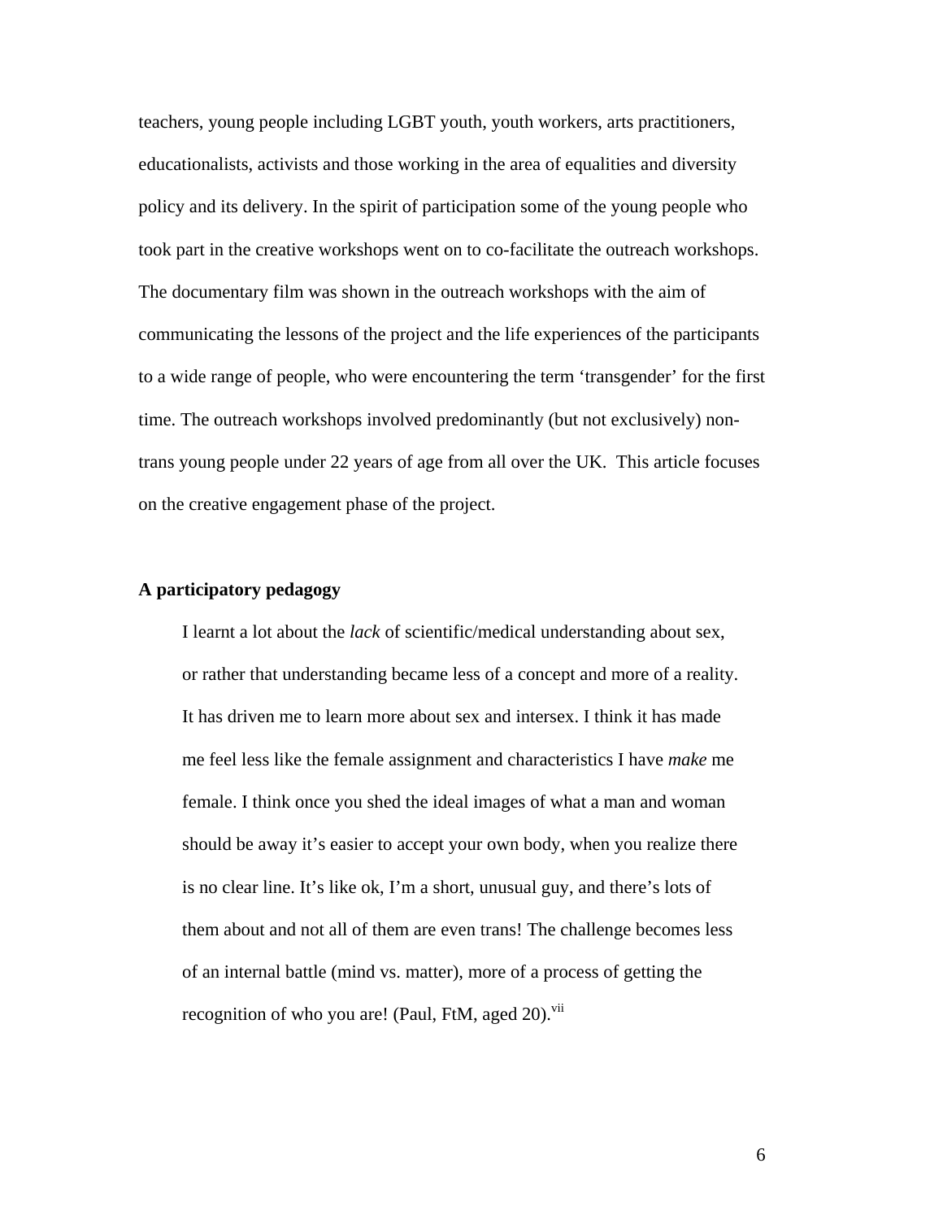teachers, young people including LGBT youth, youth workers, arts practitioners, educationalists, activists and those working in the area of equalities and diversity policy and its delivery. In the spirit of participation some of the young people who took part in the creative workshops went on to co-facilitate the outreach workshops. The documentary film was shown in the outreach workshops with the aim of communicating the lessons of the project and the life experiences of the participants to a wide range of people, who were encountering the term 'transgender' for the first time. The outreach workshops involved predominantly (but not exclusively) non-trans young people under 22 years of age from all over the UK. This article focuses on the creative engagement phase of the project.

## A participatory pedagogy

> I learnt a lot about the *lack* of scientific/medical understanding about sex, or rather that understanding became less of a concept and more of a reality. It has driven me to learn more about sex and intersex. I think it has made me feel less like the female assignment and characteristics I have *make* me female. I think once you shed the ideal images of what a man and woman should be away it's easier to accept your own body, when you realize there is no clear line. It's like ok, I'm a short, unusual guy, and there's lots of them about and not all of them are even trans! The challenge becomes less of an internal battle (mind vs. matter), more of a process of getting the recognition of who you are! (Paul, FtM, aged 20).[vii]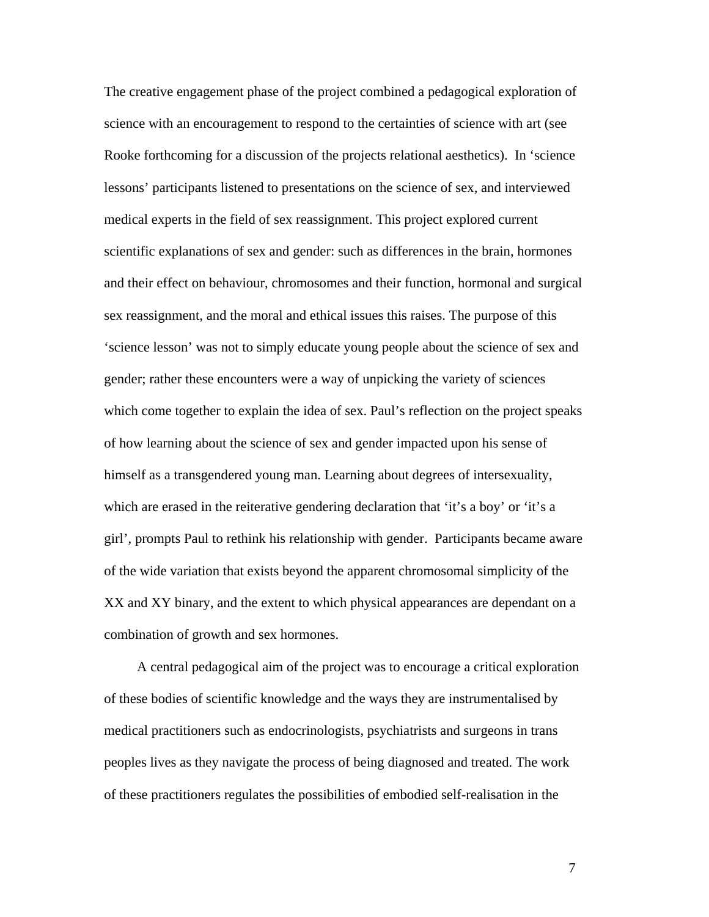The creative engagement phase of the project combined a pedagogical exploration of science with an encouragement to respond to the certainties of science with art (see Rooke forthcoming for a discussion of the projects relational aesthetics). In 'science lessons' participants listened to presentations on the science of sex, and interviewed medical experts in the field of sex reassignment. This project explored current scientific explanations of sex and gender: such as differences in the brain, hormones and their effect on behaviour, chromosomes and their function, hormonal and surgical sex reassignment, and the moral and ethical issues this raises. The purpose of this 'science lesson' was not to simply educate young people about the science of sex and gender; rather these encounters were a way of unpicking the variety of sciences which come together to explain the idea of sex. Paul's reflection on the project speaks of how learning about the science of sex and gender impacted upon his sense of himself as a transgendered young man. Learning about degrees of intersexuality, which are erased in the reiterative gendering declaration that 'it's a boy' or 'it's a girl', prompts Paul to rethink his relationship with gender. Participants became aware of the wide variation that exists beyond the apparent chromosomal simplicity of the XX and XY binary, and the extent to which physical appearances are dependant on a combination of growth and sex hormones.

A central pedagogical aim of the project was to encourage a critical exploration of these bodies of scientific knowledge and the ways they are instrumentalised by medical practitioners such as endocrinologists, psychiatrists and surgeons in trans peoples lives as they navigate the process of being diagnosed and treated. The work of these practitioners regulates the possibilities of embodied self-realisation in the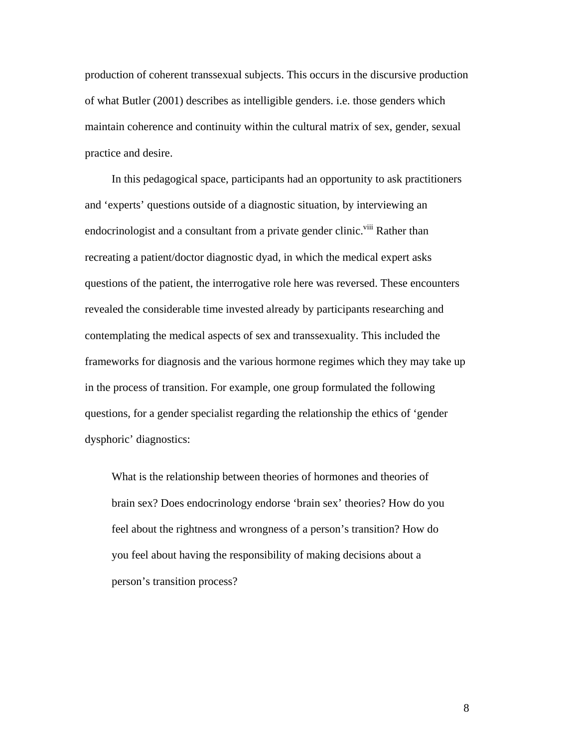production of coherent transsexual subjects. This occurs in the discursive production of what Butler (2001) describes as intelligible genders. i.e. those genders which maintain coherence and continuity within the cultural matrix of sex, gender, sexual practice and desire.

In this pedagogical space, participants had an opportunity to ask practitioners and 'experts' questions outside of a diagnostic situation, by interviewing an endocrinologist and a consultant from a private gender clinic.[viii] Rather than recreating a patient/doctor diagnostic dyad, in which the medical expert asks questions of the patient, the interrogative role here was reversed. These encounters revealed the considerable time invested already by participants researching and contemplating the medical aspects of sex and transsexuality. This included the frameworks for diagnosis and the various hormone regimes which they may take up in the process of transition. For example, one group formulated the following questions, for a gender specialist regarding the relationship the ethics of 'gender dysphoric' diagnostics:

> What is the relationship between theories of hormones and theories of brain sex? Does endocrinology endorse 'brain sex' theories? How do you feel about the rightness and wrongness of a person's transition? How do you feel about having the responsibility of making decisions about a person's transition process?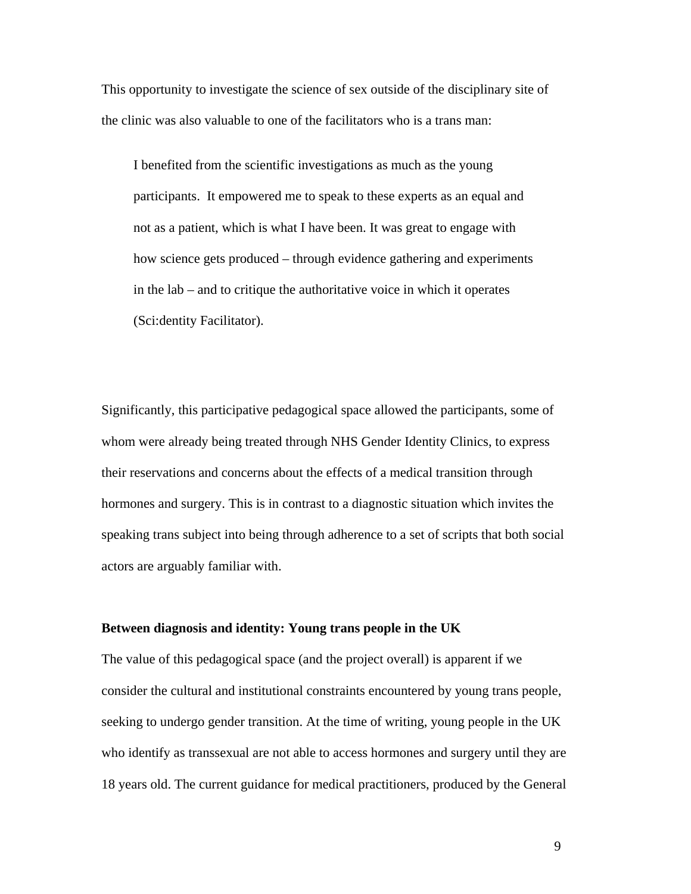This opportunity to investigate the science of sex outside of the disciplinary site of the clinic was also valuable to one of the facilitators who is a trans man:

> I benefited from the scientific investigations as much as the young participants. It empowered me to speak to these experts as an equal and not as a patient, which is what I have been. It was great to engage with how science gets produced – through evidence gathering and experiments in the lab – and to critique the authoritative voice in which it operates (Sci:dentity Facilitator).

Significantly, this participative pedagogical space allowed the participants, some of whom were already being treated through NHS Gender Identity Clinics, to express their reservations and concerns about the effects of a medical transition through hormones and surgery. This is in contrast to a diagnostic situation which invites the speaking trans subject into being through adherence to a set of scripts that both social actors are arguably familiar with.

**Between diagnosis and identity: Young trans people in the UK**

The value of this pedagogical space (and the project overall) is apparent if we consider the cultural and institutional constraints encountered by young trans people, seeking to undergo gender transition. At the time of writing, young people in the UK who identify as transsexual are not able to access hormones and surgery until they are 18 years old. The current guidance for medical practitioners, produced by the General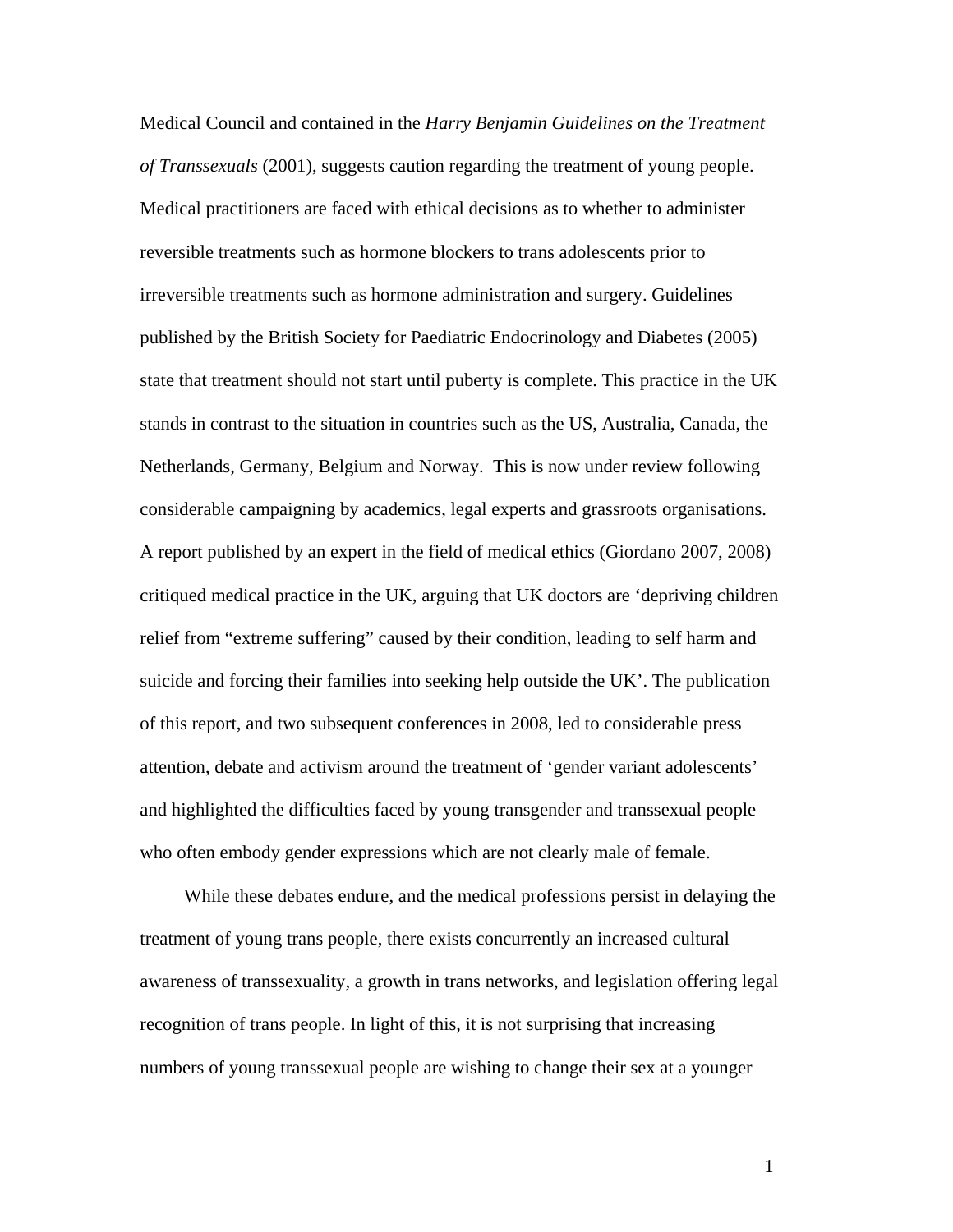Medical Council and contained in the *Harry Benjamin Guidelines on the Treatment of Transsexuals* (2001), suggests caution regarding the treatment of young people. Medical practitioners are faced with ethical decisions as to whether to administer reversible treatments such as hormone blockers to trans adolescents prior to irreversible treatments such as hormone administration and surgery. Guidelines published by the British Society for Paediatric Endocrinology and Diabetes (2005) state that treatment should not start until puberty is complete. This practice in the UK stands in contrast to the situation in countries such as the US, Australia, Canada, the Netherlands, Germany, Belgium and Norway. This is now under review following considerable campaigning by academics, legal experts and grassroots organisations. A report published by an expert in the field of medical ethics (Giordano 2007, 2008) critiqued medical practice in the UK, arguing that UK doctors are 'depriving children relief from "extreme suffering" caused by their condition, leading to self harm and suicide and forcing their families into seeking help outside the UK'. The publication of this report, and two subsequent conferences in 2008, led to considerable press attention, debate and activism around the treatment of 'gender variant adolescents' and highlighted the difficulties faced by young transgender and transsexual people who often embody gender expressions which are not clearly male of female.

While these debates endure, and the medical professions persist in delaying the treatment of young trans people, there exists concurrently an increased cultural awareness of transsexuality, a growth in trans networks, and legislation offering legal recognition of trans people. In light of this, it is not surprising that increasing numbers of young transsexual people are wishing to change their sex at a younger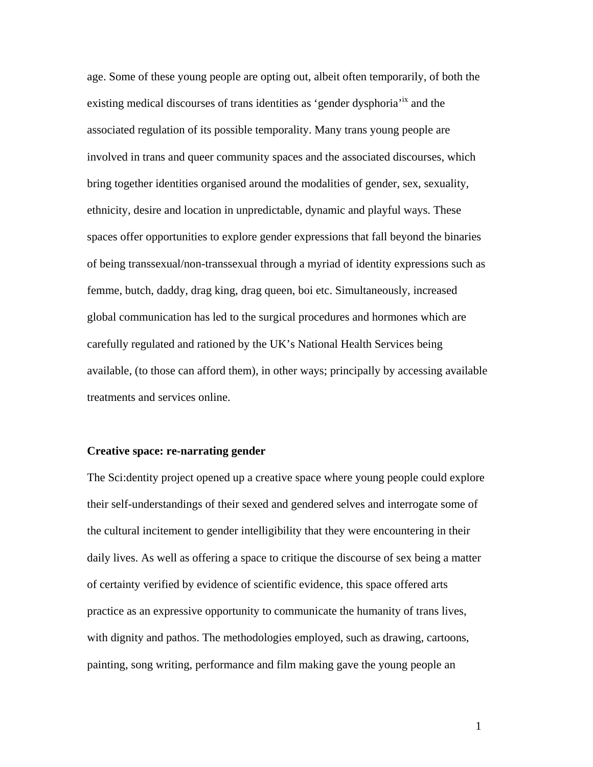age. Some of these young people are opting out, albeit often temporarily, of both the existing medical discourses of trans identities as 'gender dysphoria'[ix] and the associated regulation of its possible temporality. Many trans young people are involved in trans and queer community spaces and the associated discourses, which bring together identities organised around the modalities of gender, sex, sexuality, ethnicity, desire and location in unpredictable, dynamic and playful ways. These spaces offer opportunities to explore gender expressions that fall beyond the binaries of being transsexual/non-transsexual through a myriad of identity expressions such as femme, butch, daddy, drag king, drag queen, boi etc. Simultaneously, increased global communication has led to the surgical procedures and hormones which are carefully regulated and rationed by the UK's National Health Services being available, (to those can afford them), in other ways; principally by accessing available treatments and services online.

**Creative space: re-narrating gender**

The Sci:dentity project opened up a creative space where young people could explore their self-understandings of their sexed and gendered selves and interrogate some of the cultural incitement to gender intelligibility that they were encountering in their daily lives. As well as offering a space to critique the discourse of sex being a matter of certainty verified by evidence of scientific evidence, this space offered arts practice as an expressive opportunity to communicate the humanity of trans lives, with dignity and pathos. The methodologies employed, such as drawing, cartoons, painting, song writing, performance and film making gave the young people an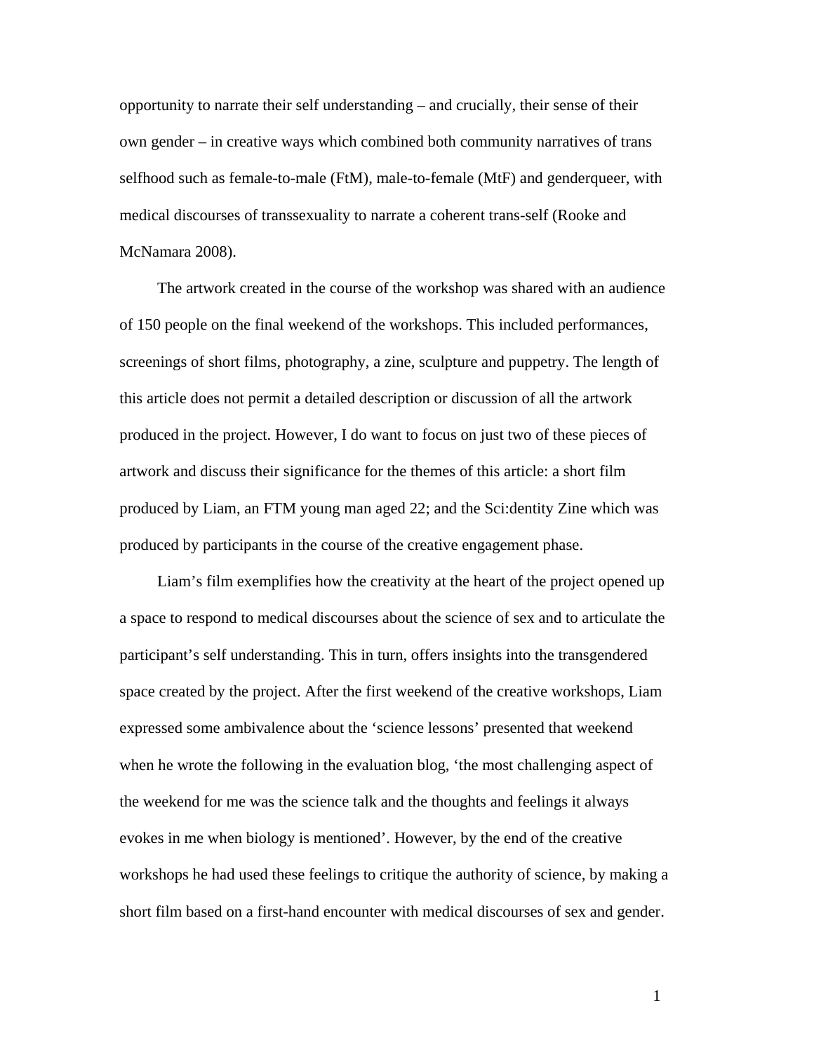opportunity to narrate their self understanding – and crucially, their sense of their own gender – in creative ways which combined both community narratives of trans selfhood such as female-to-male (FtM), male-to-female (MtF) and genderqueer, with medical discourses of transsexuality to narrate a coherent trans-self (Rooke and McNamara 2008).

The artwork created in the course of the workshop was shared with an audience of 150 people on the final weekend of the workshops. This included performances, screenings of short films, photography, a zine, sculpture and puppetry. The length of this article does not permit a detailed description or discussion of all the artwork produced in the project. However, I do want to focus on just two of these pieces of artwork and discuss their significance for the themes of this article: a short film produced by Liam, an FTM young man aged 22; and the Sci:dentity Zine which was produced by participants in the course of the creative engagement phase.

Liam's film exemplifies how the creativity at the heart of the project opened up a space to respond to medical discourses about the science of sex and to articulate the participant's self understanding. This in turn, offers insights into the transgendered space created by the project. After the first weekend of the creative workshops, Liam expressed some ambivalence about the 'science lessons' presented that weekend when he wrote the following in the evaluation blog, 'the most challenging aspect of the weekend for me was the science talk and the thoughts and feelings it always evokes in me when biology is mentioned'. However, by the end of the creative workshops he had used these feelings to critique the authority of science, by making a short film based on a first-hand encounter with medical discourses of sex and gender.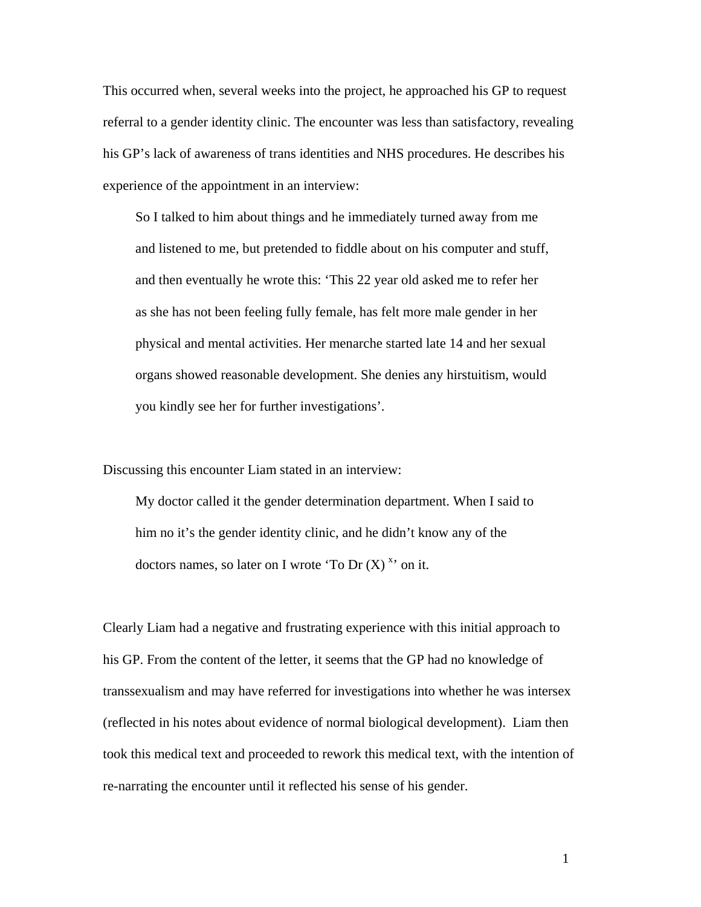This occurred when, several weeks into the project, he approached his GP to request referral to a gender identity clinic. The encounter was less than satisfactory, revealing his GP's lack of awareness of trans identities and NHS procedures. He describes his experience of the appointment in an interview:

> So I talked to him about things and he immediately turned away from me and listened to me, but pretended to fiddle about on his computer and stuff, and then eventually he wrote this: 'This 22 year old asked me to refer her as she has not been feeling fully female, has felt more male gender in her physical and mental activities. Her menarche started late 14 and her sexual organs showed reasonable development. She denies any hirstuitism, would you kindly see her for further investigations'.

Discussing this encounter Liam stated in an interview:

> My doctor called it the gender determination department. When I said to him no it's the gender identity clinic, and he didn't know any of the doctors names, so later on I wrote 'To Dr (X) [x]' on it.

Clearly Liam had a negative and frustrating experience with this initial approach to his GP. From the content of the letter, it seems that the GP had no knowledge of transsexualism and may have referred for investigations into whether he was intersex (reflected in his notes about evidence of normal biological development). Liam then took this medical text and proceeded to rework this medical text, with the intention of re-narrating the encounter until it reflected his sense of his gender.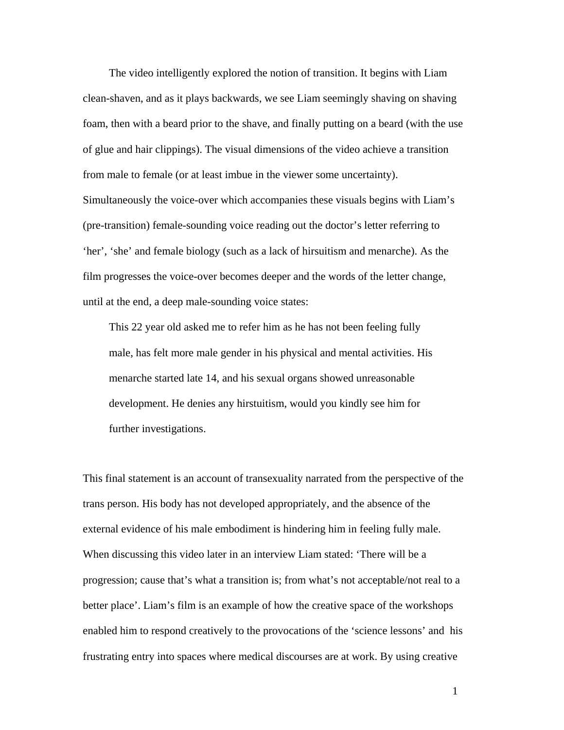The video intelligently explored the notion of transition. It begins with Liam clean-shaven, and as it plays backwards, we see Liam seemingly shaving on shaving foam, then with a beard prior to the shave, and finally putting on a beard (with the use of glue and hair clippings). The visual dimensions of the video achieve a transition from male to female (or at least imbue in the viewer some uncertainty). Simultaneously the voice-over which accompanies these visuals begins with Liam's (pre-transition) female-sounding voice reading out the doctor's letter referring to 'her', 'she' and female biology (such as a lack of hirsuitism and menarche). As the film progresses the voice-over becomes deeper and the words of the letter change, until at the end, a deep male-sounding voice states:

> This 22 year old asked me to refer him as he has not been feeling fully male, has felt more male gender in his physical and mental activities. His menarche started late 14, and his sexual organs showed unreasonable development. He denies any hirstuitism, would you kindly see him for further investigations.

This final statement is an account of transexuality narrated from the perspective of the trans person. His body has not developed appropriately, and the absence of the external evidence of his male embodiment is hindering him in feeling fully male. When discussing this video later in an interview Liam stated: 'There will be a progression; cause that's what a transition is; from what's not acceptable/not real to a better place'. Liam's film is an example of how the creative space of the workshops enabled him to respond creatively to the provocations of the 'science lessons' and his frustrating entry into spaces where medical discourses are at work. By using creative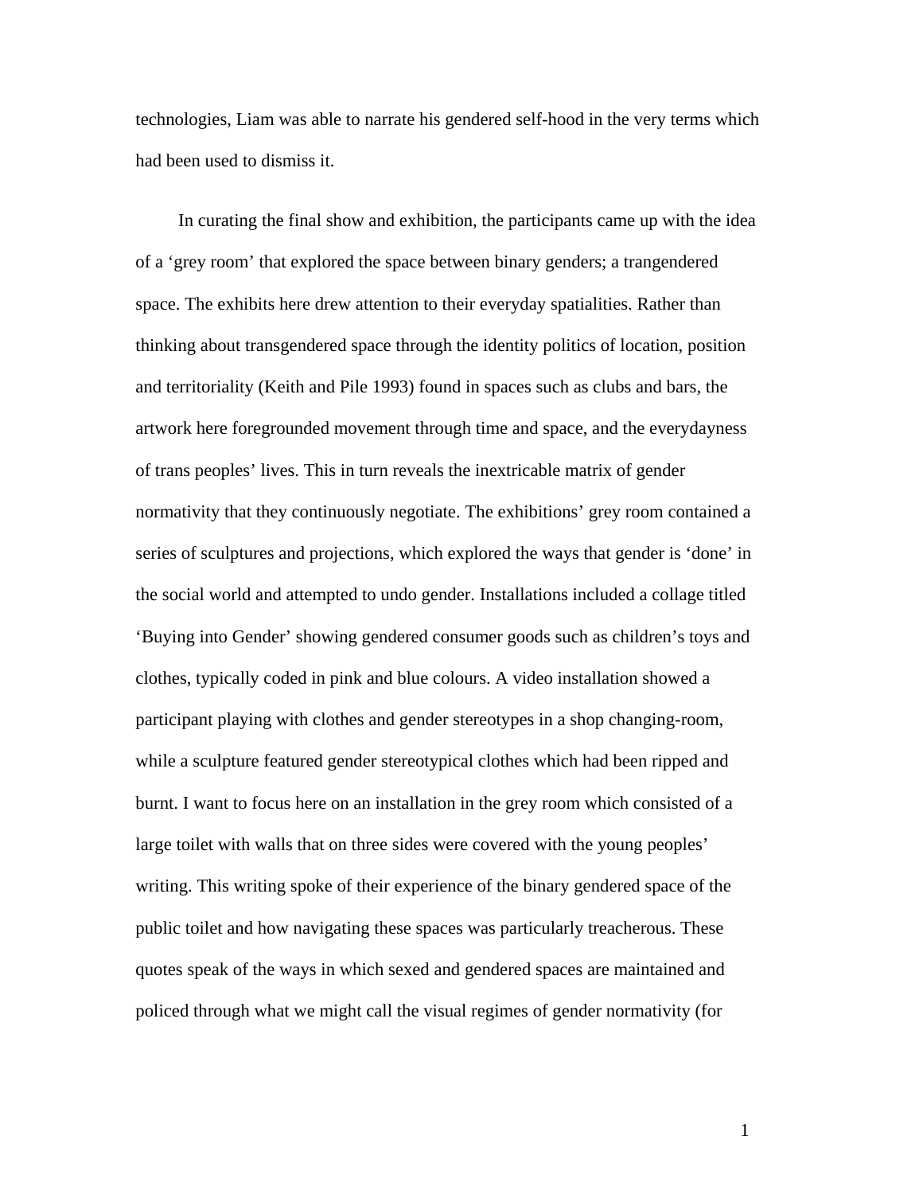technologies, Liam was able to narrate his gendered self-hood in the very terms which had been used to dismiss it.

In curating the final show and exhibition, the participants came up with the idea of a 'grey room' that explored the space between binary genders; a trangendered space. The exhibits here drew attention to their everyday spatialities. Rather than thinking about transgendered space through the identity politics of location, position and territoriality (Keith and Pile 1993) found in spaces such as clubs and bars, the artwork here foregrounded movement through time and space, and the everydayness of trans peoples' lives. This in turn reveals the inextricable matrix of gender normativity that they continuously negotiate. The exhibitions' grey room contained a series of sculptures and projections, which explored the ways that gender is 'done' in the social world and attempted to undo gender. Installations included a collage titled 'Buying into Gender' showing gendered consumer goods such as children's toys and clothes, typically coded in pink and blue colours. A video installation showed a participant playing with clothes and gender stereotypes in a shop changing-room, while a sculpture featured gender stereotypical clothes which had been ripped and burnt. I want to focus here on an installation in the grey room which consisted of a large toilet with walls that on three sides were covered with the young peoples' writing. This writing spoke of their experience of the binary gendered space of the public toilet and how navigating these spaces was particularly treacherous. These quotes speak of the ways in which sexed and gendered spaces are maintained and policed through what we might call the visual regimes of gender normativity (for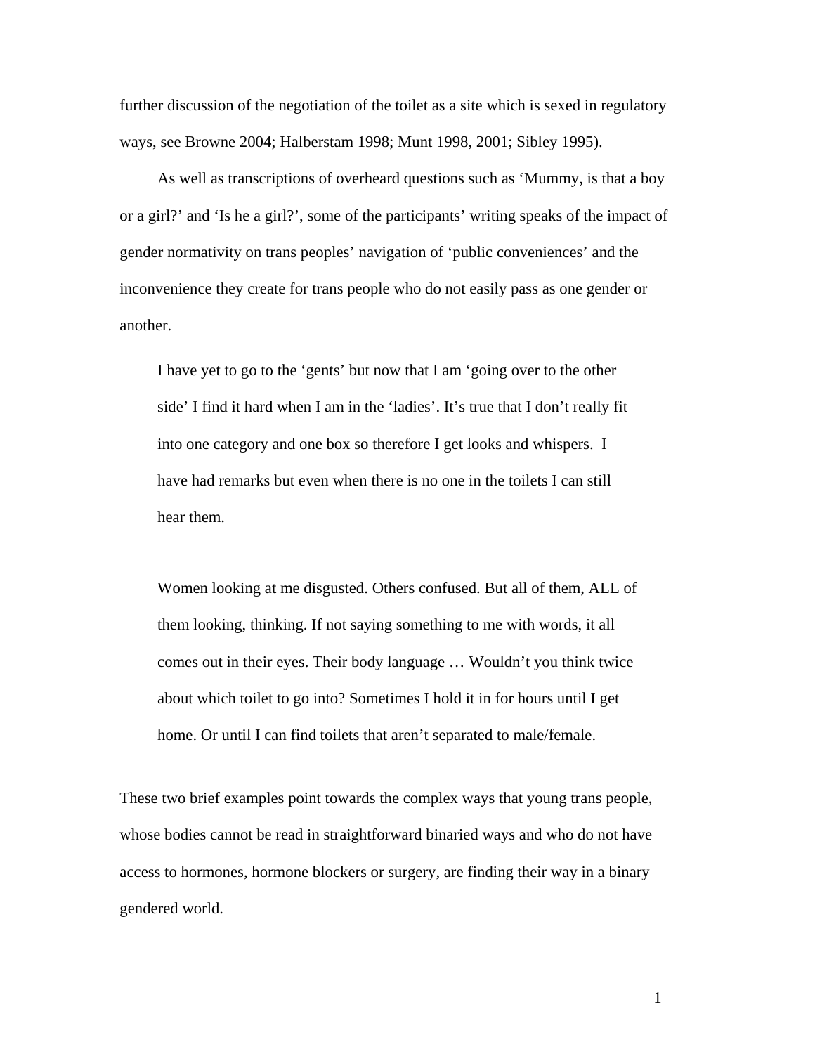further discussion of the negotiation of the toilet as a site which is sexed in regulatory ways, see Browne 2004; Halberstam 1998; Munt 1998, 2001; Sibley 1995).

As well as transcriptions of overheard questions such as 'Mummy, is that a boy or a girl?' and 'Is he a girl?', some of the participants' writing speaks of the impact of gender normativity on trans peoples' navigation of 'public conveniences' and the inconvenience they create for trans people who do not easily pass as one gender or another.

> I have yet to go to the 'gents' but now that I am 'going over to the other side' I find it hard when I am in the 'ladies'. It's true that I don't really fit into one category and one box so therefore I get looks and whispers. I have had remarks but even when there is no one in the toilets I can still hear them.

> Women looking at me disgusted. Others confused. But all of them, ALL of them looking, thinking. If not saying something to me with words, it all comes out in their eyes. Their body language … Wouldn't you think twice about which toilet to go into? Sometimes I hold it in for hours until I get home. Or until I can find toilets that aren't separated to male/female.

These two brief examples point towards the complex ways that young trans people, whose bodies cannot be read in straightforward binaried ways and who do not have access to hormones, hormone blockers or surgery, are finding their way in a binary gendered world.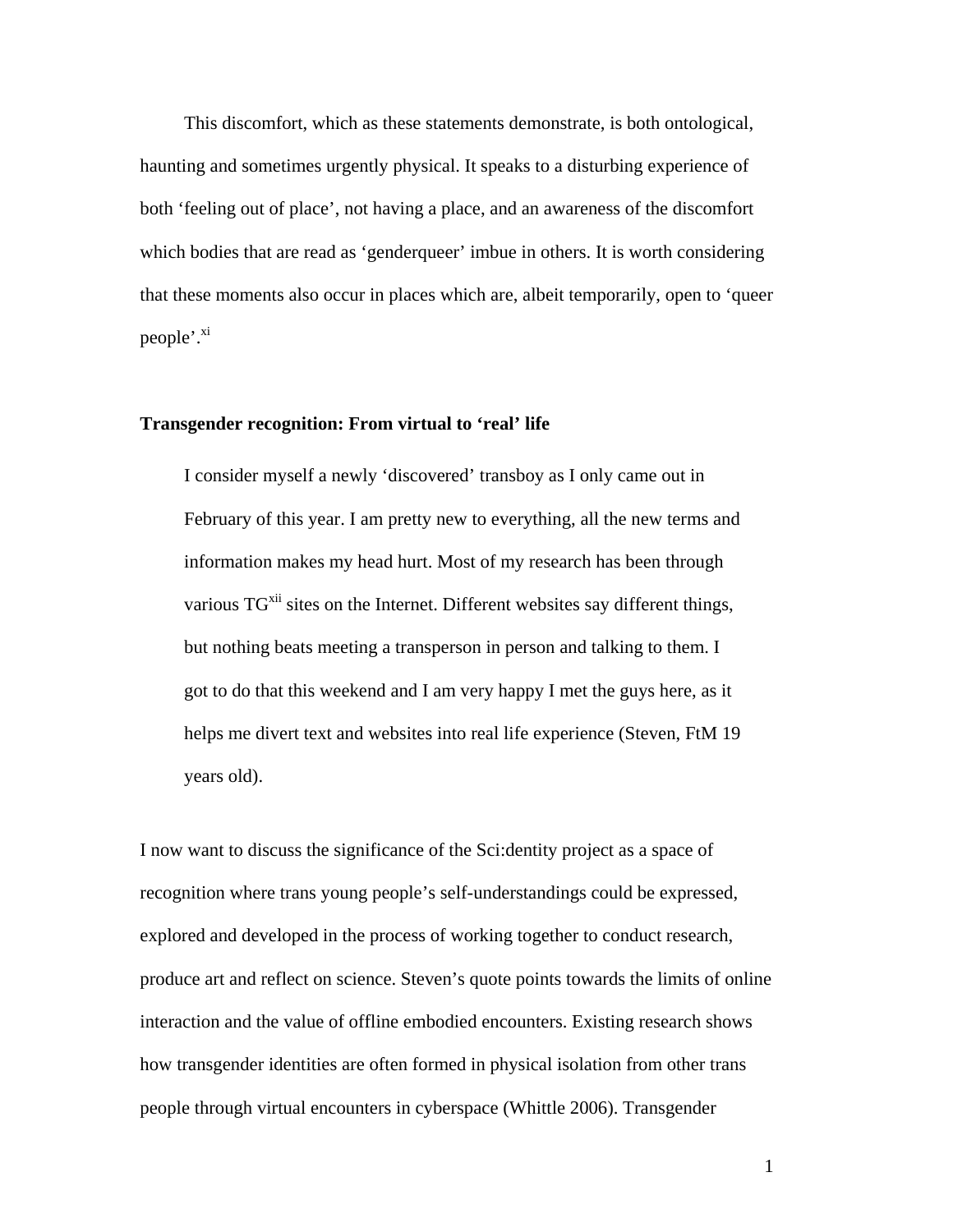This discomfort, which as these statements demonstrate, is both ontological, haunting and sometimes urgently physical. It speaks to a disturbing experience of both 'feeling out of place', not having a place, and an awareness of the discomfort which bodies that are read as 'genderqueer' imbue in others. It is worth considering that these moments also occur in places which are, albeit temporarily, open to 'queer people'.[xi]

### Transgender recognition: From virtual to 'real' life

> I consider myself a newly 'discovered' transboy as I only came out in February of this year. I am pretty new to everything, all the new terms and information makes my head hurt. Most of my research has been through various TG[xii] sites on the Internet. Different websites say different things, but nothing beats meeting a transperson in person and talking to them. I got to do that this weekend and I am very happy I met the guys here, as it helps me divert text and websites into real life experience (Steven, FtM 19 years old).

I now want to discuss the significance of the Sci:dentity project as a space of recognition where trans young people's self-understandings could be expressed, explored and developed in the process of working together to conduct research, produce art and reflect on science. Steven's quote points towards the limits of online interaction and the value of offline embodied encounters. Existing research shows how transgender identities are often formed in physical isolation from other trans people through virtual encounters in cyberspace (Whittle 2006). Transgender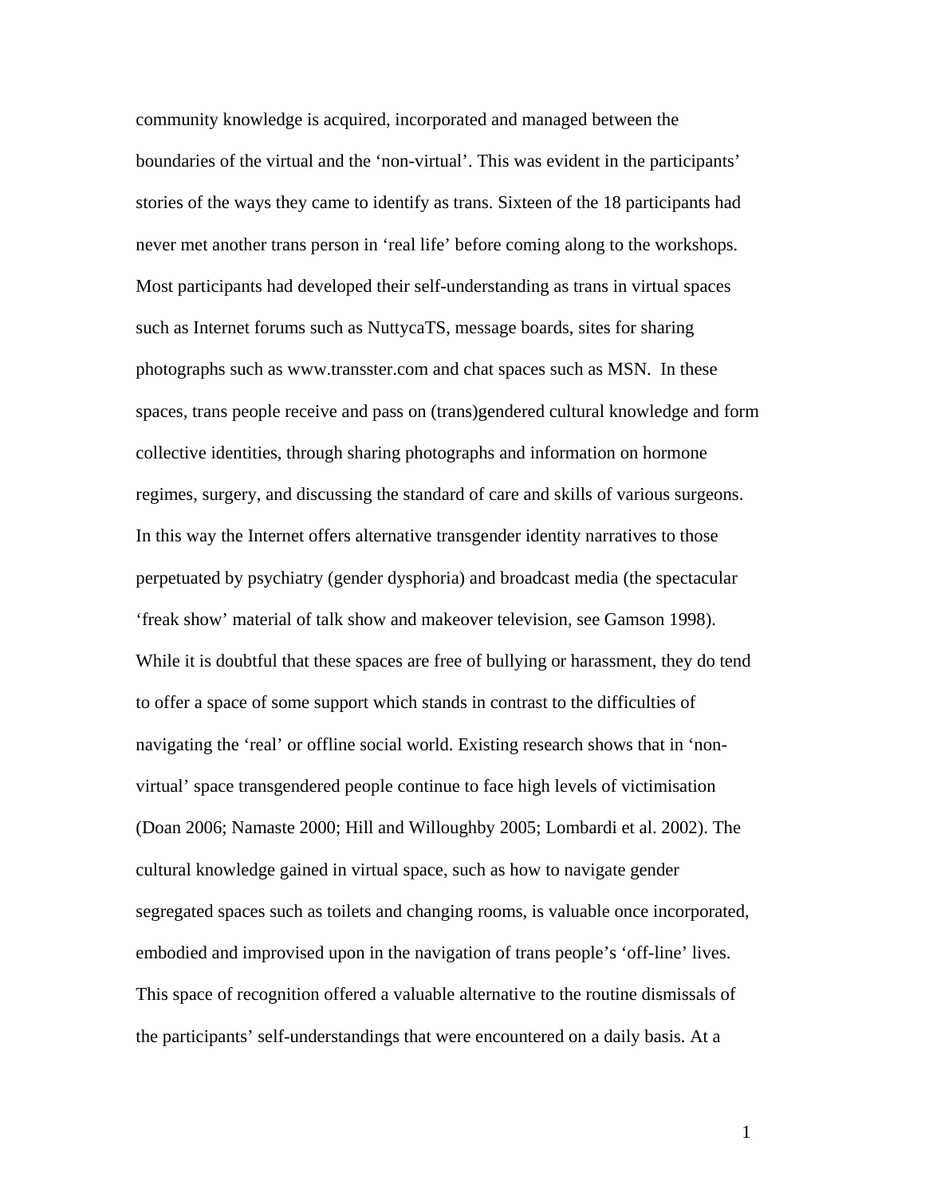community knowledge is acquired, incorporated and managed between the boundaries of the virtual and the 'non-virtual'. This was evident in the participants' stories of the ways they came to identify as trans. Sixteen of the 18 participants had never met another trans person in 'real life' before coming along to the workshops. Most participants had developed their self-understanding as trans in virtual spaces such as Internet forums such as NuttycaTS, message boards, sites for sharing photographs such as www.transster.com and chat spaces such as MSN. In these spaces, trans people receive and pass on (trans)gendered cultural knowledge and form collective identities, through sharing photographs and information on hormone regimes, surgery, and discussing the standard of care and skills of various surgeons. In this way the Internet offers alternative transgender identity narratives to those perpetuated by psychiatry (gender dysphoria) and broadcast media (the spectacular 'freak show' material of talk show and makeover television, see Gamson 1998). While it is doubtful that these spaces are free of bullying or harassment, they do tend to offer a space of some support which stands in contrast to the difficulties of navigating the 'real' or offline social world. Existing research shows that in 'non-virtual' space transgendered people continue to face high levels of victimisation (Doan 2006; Namaste 2000; Hill and Willoughby 2005; Lombardi et al. 2002). The cultural knowledge gained in virtual space, such as how to navigate gender segregated spaces such as toilets and changing rooms, is valuable once incorporated, embodied and improvised upon in the navigation of trans people's 'off-line' lives. This space of recognition offered a valuable alternative to the routine dismissals of the participants' self-understandings that were encountered on a daily basis. At a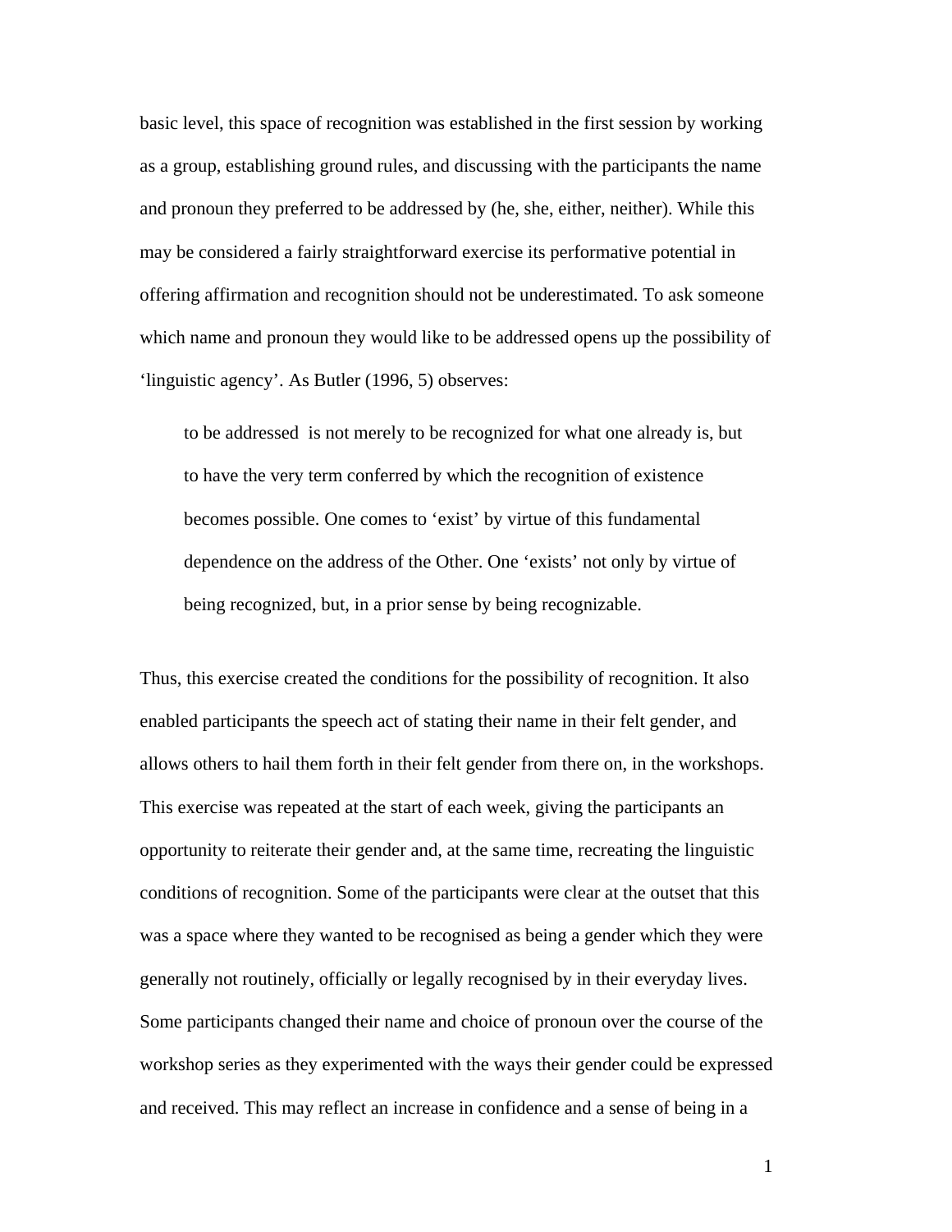basic level, this space of recognition was established in the first session by working as a group, establishing ground rules, and discussing with the participants the name and pronoun they preferred to be addressed by (he, she, either, neither). While this may be considered a fairly straightforward exercise its performative potential in offering affirmation and recognition should not be underestimated. To ask someone which name and pronoun they would like to be addressed opens up the possibility of 'linguistic agency'. As Butler (1996, 5) observes:

> to be addressed is not merely to be recognized for what one already is, but to have the very term conferred by which the recognition of existence becomes possible. One comes to 'exist' by virtue of this fundamental dependence on the address of the Other. One 'exists' not only by virtue of being recognized, but, in a prior sense by being recognizable.

Thus, this exercise created the conditions for the possibility of recognition. It also enabled participants the speech act of stating their name in their felt gender, and allows others to hail them forth in their felt gender from there on, in the workshops. This exercise was repeated at the start of each week, giving the participants an opportunity to reiterate their gender and, at the same time, recreating the linguistic conditions of recognition. Some of the participants were clear at the outset that this was a space where they wanted to be recognised as being a gender which they were generally not routinely, officially or legally recognised by in their everyday lives. Some participants changed their name and choice of pronoun over the course of the workshop series as they experimented with the ways their gender could be expressed and received. This may reflect an increase in confidence and a sense of being in a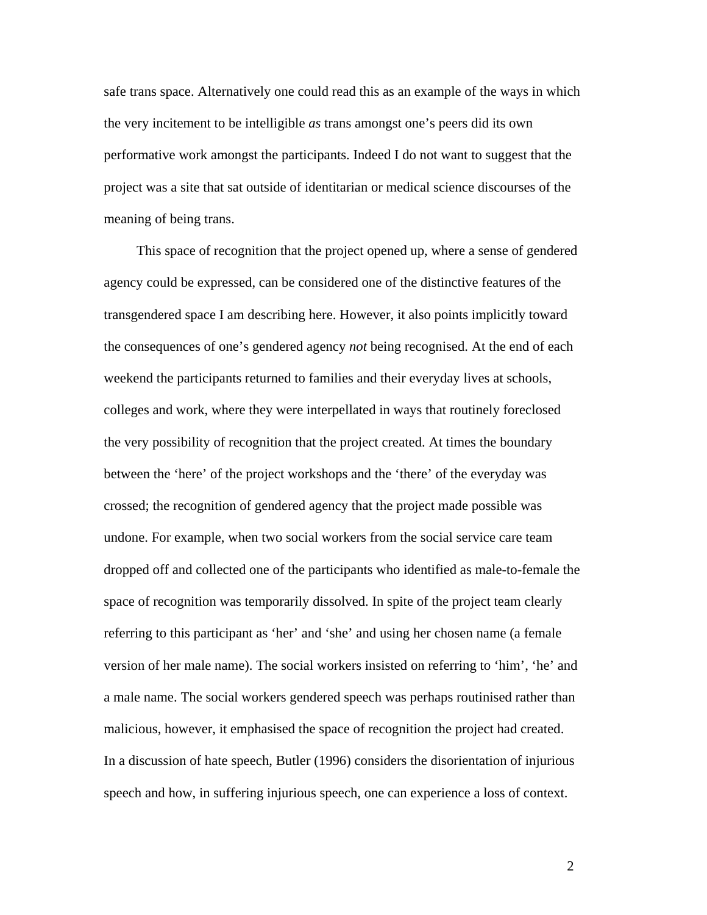safe trans space. Alternatively one could read this as an example of the ways in which the very incitement to be intelligible *as* trans amongst one's peers did its own performative work amongst the participants. Indeed I do not want to suggest that the project was a site that sat outside of identitarian or medical science discourses of the meaning of being trans.

This space of recognition that the project opened up, where a sense of gendered agency could be expressed, can be considered one of the distinctive features of the transgendered space I am describing here. However, it also points implicitly toward the consequences of one's gendered agency *not* being recognised. At the end of each weekend the participants returned to families and their everyday lives at schools, colleges and work, where they were interpellated in ways that routinely foreclosed the very possibility of recognition that the project created. At times the boundary between the 'here' of the project workshops and the 'there' of the everyday was crossed; the recognition of gendered agency that the project made possible was undone. For example, when two social workers from the social service care team dropped off and collected one of the participants who identified as male-to-female the space of recognition was temporarily dissolved. In spite of the project team clearly referring to this participant as 'her' and 'she' and using her chosen name (a female version of her male name). The social workers insisted on referring to 'him', 'he' and a male name. The social workers gendered speech was perhaps routinised rather than malicious, however, it emphasised the space of recognition the project had created. In a discussion of hate speech, Butler (1996) considers the disorientation of injurious speech and how, in suffering injurious speech, one can experience a loss of context.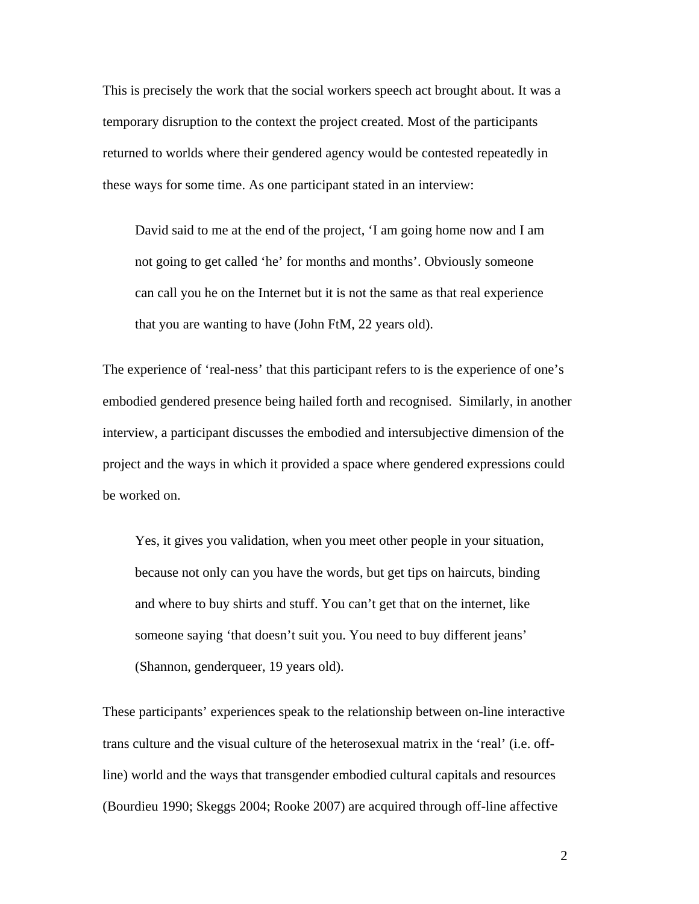This is precisely the work that the social workers speech act brought about. It was a temporary disruption to the context the project created. Most of the participants returned to worlds where their gendered agency would be contested repeatedly in these ways for some time. As one participant stated in an interview:

> David said to me at the end of the project, 'I am going home now and I am not going to get called 'he' for months and months'. Obviously someone can call you he on the Internet but it is not the same as that real experience that you are wanting to have (John FtM, 22 years old).

The experience of 'real-ness' that this participant refers to is the experience of one's embodied gendered presence being hailed forth and recognised. Similarly, in another interview, a participant discusses the embodied and intersubjective dimension of the project and the ways in which it provided a space where gendered expressions could be worked on.

> Yes, it gives you validation, when you meet other people in your situation, because not only can you have the words, but get tips on haircuts, binding and where to buy shirts and stuff. You can't get that on the internet, like someone saying 'that doesn't suit you. You need to buy different jeans' (Shannon, genderqueer, 19 years old).

These participants' experiences speak to the relationship between on-line interactive trans culture and the visual culture of the heterosexual matrix in the 'real' (i.e. off-line) world and the ways that transgender embodied cultural capitals and resources (Bourdieu 1990; Skeggs 2004; Rooke 2007) are acquired through off-line affective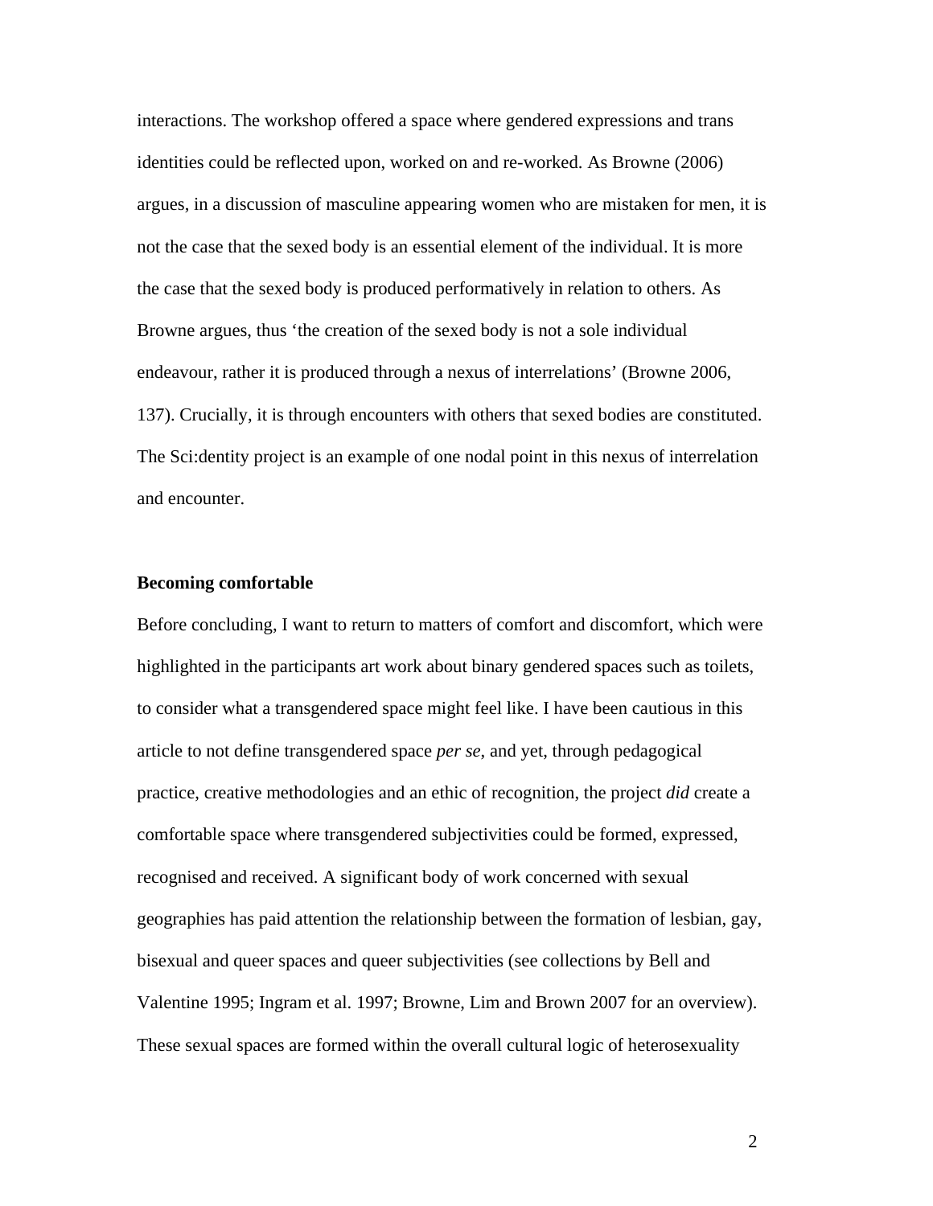interactions. The workshop offered a space where gendered expressions and trans identities could be reflected upon, worked on and re-worked. As Browne (2006) argues, in a discussion of masculine appearing women who are mistaken for men, it is not the case that the sexed body is an essential element of the individual. It is more the case that the sexed body is produced performatively in relation to others. As Browne argues, thus 'the creation of the sexed body is not a sole individual endeavour, rather it is produced through a nexus of interrelations' (Browne 2006, 137). Crucially, it is through encounters with others that sexed bodies are constituted. The Sci:dentity project is an example of one nodal point in this nexus of interrelation and encounter.

**Becoming comfortable**

Before concluding, I want to return to matters of comfort and discomfort, which were highlighted in the participants art work about binary gendered spaces such as toilets, to consider what a transgendered space might feel like. I have been cautious in this article to not define transgendered space *per se*, and yet, through pedagogical practice, creative methodologies and an ethic of recognition, the project *did* create a comfortable space where transgendered subjectivities could be formed, expressed, recognised and received. A significant body of work concerned with sexual geographies has paid attention the relationship between the formation of lesbian, gay, bisexual and queer spaces and queer subjectivities (see collections by Bell and Valentine 1995; Ingram et al. 1997; Browne, Lim and Brown 2007 for an overview). These sexual spaces are formed within the overall cultural logic of heterosexuality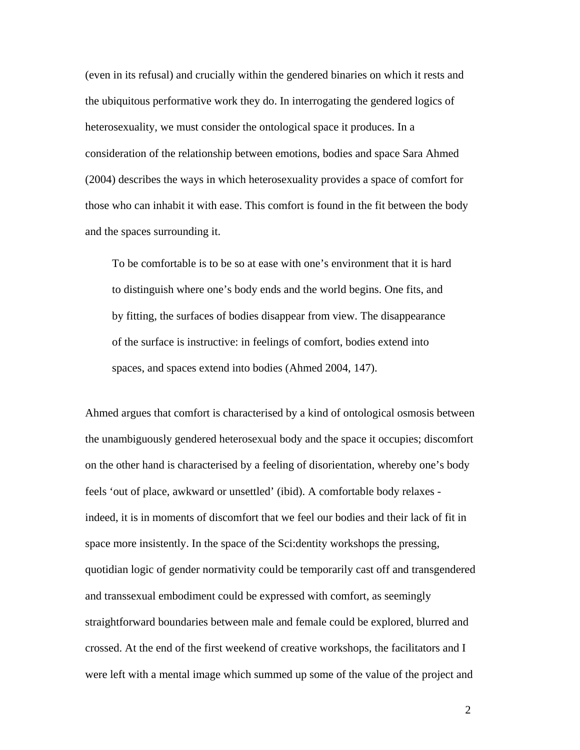(even in its refusal) and crucially within the gendered binaries on which it rests and the ubiquitous performative work they do. In interrogating the gendered logics of heterosexuality, we must consider the ontological space it produces. In a consideration of the relationship between emotions, bodies and space Sara Ahmed (2004) describes the ways in which heterosexuality provides a space of comfort for those who can inhabit it with ease. This comfort is found in the fit between the body and the spaces surrounding it.

> To be comfortable is to be so at ease with one's environment that it is hard to distinguish where one's body ends and the world begins. One fits, and by fitting, the surfaces of bodies disappear from view. The disappearance of the surface is instructive: in feelings of comfort, bodies extend into spaces, and spaces extend into bodies (Ahmed 2004, 147).

Ahmed argues that comfort is characterised by a kind of ontological osmosis between the unambiguously gendered heterosexual body and the space it occupies; discomfort on the other hand is characterised by a feeling of disorientation, whereby one's body feels 'out of place, awkward or unsettled' (ibid). A comfortable body relaxes - indeed, it is in moments of discomfort that we feel our bodies and their lack of fit in space more insistently. In the space of the Sci:dentity workshops the pressing, quotidian logic of gender normativity could be temporarily cast off and transgendered and transsexual embodiment could be expressed with comfort, as seemingly straightforward boundaries between male and female could be explored, blurred and crossed. At the end of the first weekend of creative workshops, the facilitators and I were left with a mental image which summed up some of the value of the project and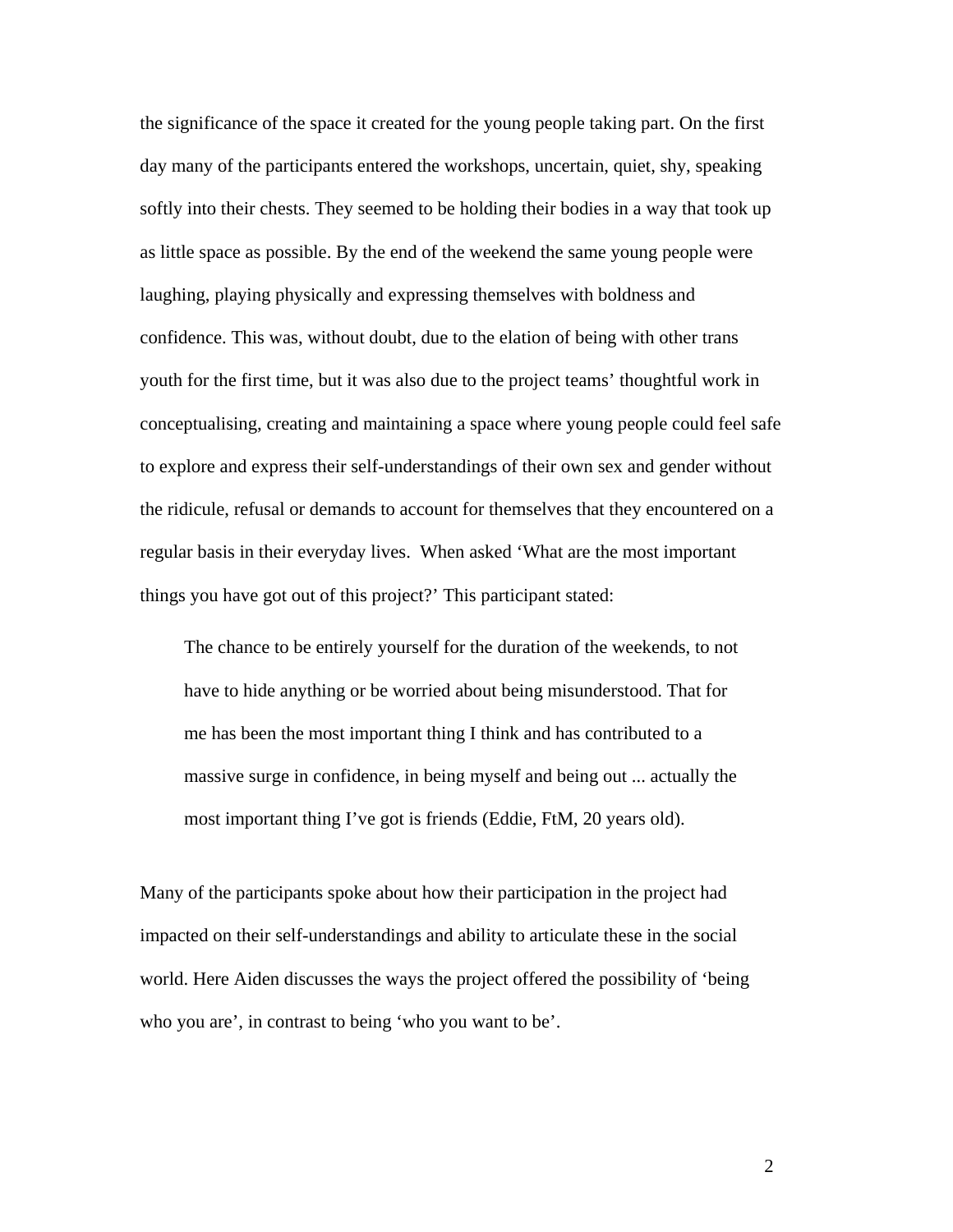the significance of the space it created for the young people taking part. On the first day many of the participants entered the workshops, uncertain, quiet, shy, speaking softly into their chests. They seemed to be holding their bodies in a way that took up as little space as possible. By the end of the weekend the same young people were laughing, playing physically and expressing themselves with boldness and confidence. This was, without doubt, due to the elation of being with other trans youth for the first time, but it was also due to the project teams' thoughtful work in conceptualising, creating and maintaining a space where young people could feel safe to explore and express their self-understandings of their own sex and gender without the ridicule, refusal or demands to account for themselves that they encountered on a regular basis in their everyday lives. When asked 'What are the most important things you have got out of this project?' This participant stated:

> The chance to be entirely yourself for the duration of the weekends, to not have to hide anything or be worried about being misunderstood. That for me has been the most important thing I think and has contributed to a massive surge in confidence, in being myself and being out ... actually the most important thing I've got is friends (Eddie, FtM, 20 years old).

Many of the participants spoke about how their participation in the project had impacted on their self-understandings and ability to articulate these in the social world. Here Aiden discusses the ways the project offered the possibility of 'being who you are', in contrast to being 'who you want to be'.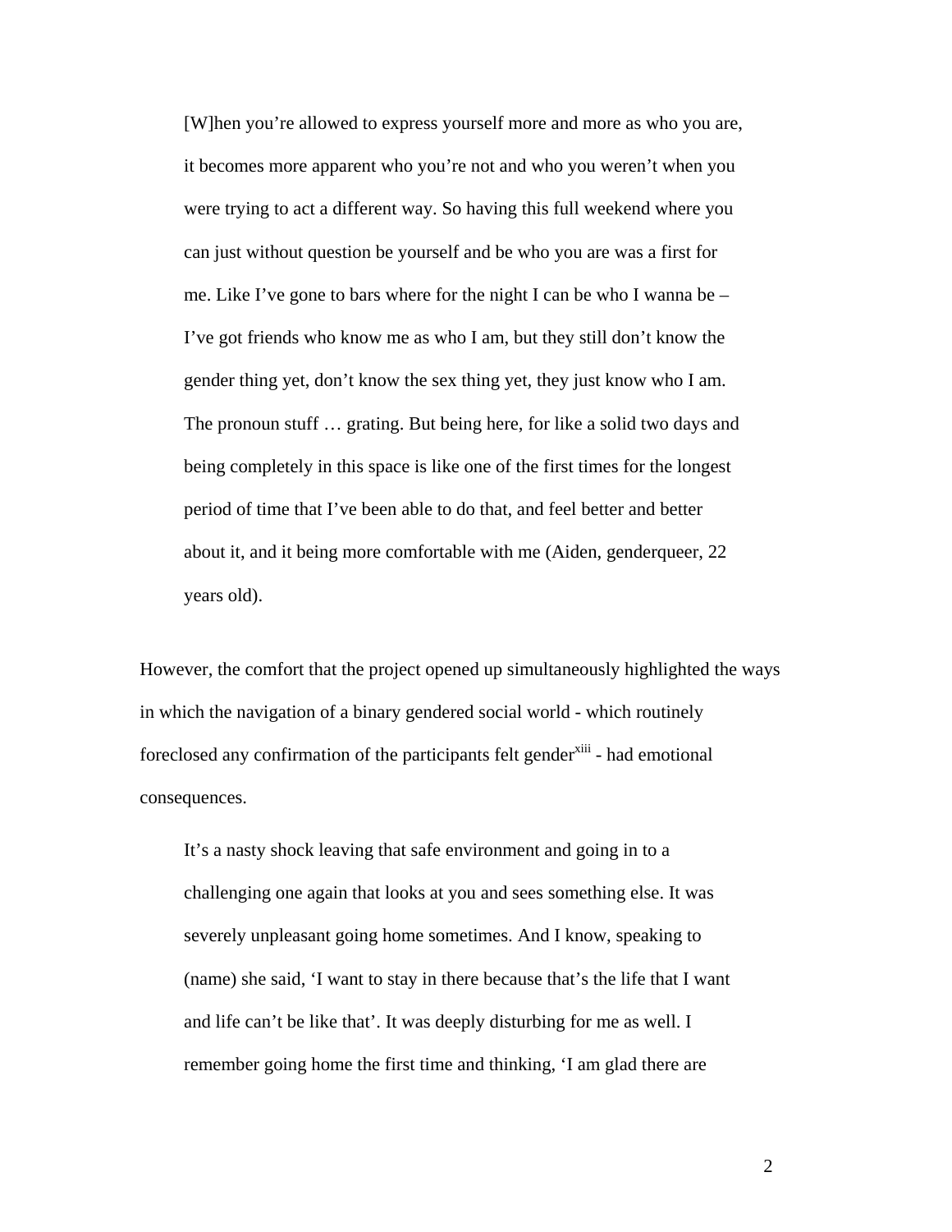> [W]hen you're allowed to express yourself more and more as who you are, it becomes more apparent who you're not and who you weren't when you were trying to act a different way. So having this full weekend where you can just without question be yourself and be who you are was a first for me. Like I've gone to bars where for the night I can be who I wanna be – I've got friends who know me as who I am, but they still don't know the gender thing yet, don't know the sex thing yet, they just know who I am. The pronoun stuff … grating. But being here, for like a solid two days and being completely in this space is like one of the first times for the longest period of time that I've been able to do that, and feel better and better about it, and it being more comfortable with me (Aiden, genderqueer, 22 years old).

However, the comfort that the project opened up simultaneously highlighted the ways in which the navigation of a binary gendered social world - which routinely foreclosed any confirmation of the participants felt gender[xiii] - had emotional consequences.

> It's a nasty shock leaving that safe environment and going in to a challenging one again that looks at you and sees something else. It was severely unpleasant going home sometimes. And I know, speaking to (name) she said, 'I want to stay in there because that's the life that I want and life can't be like that'. It was deeply disturbing for me as well. I remember going home the first time and thinking, 'I am glad there are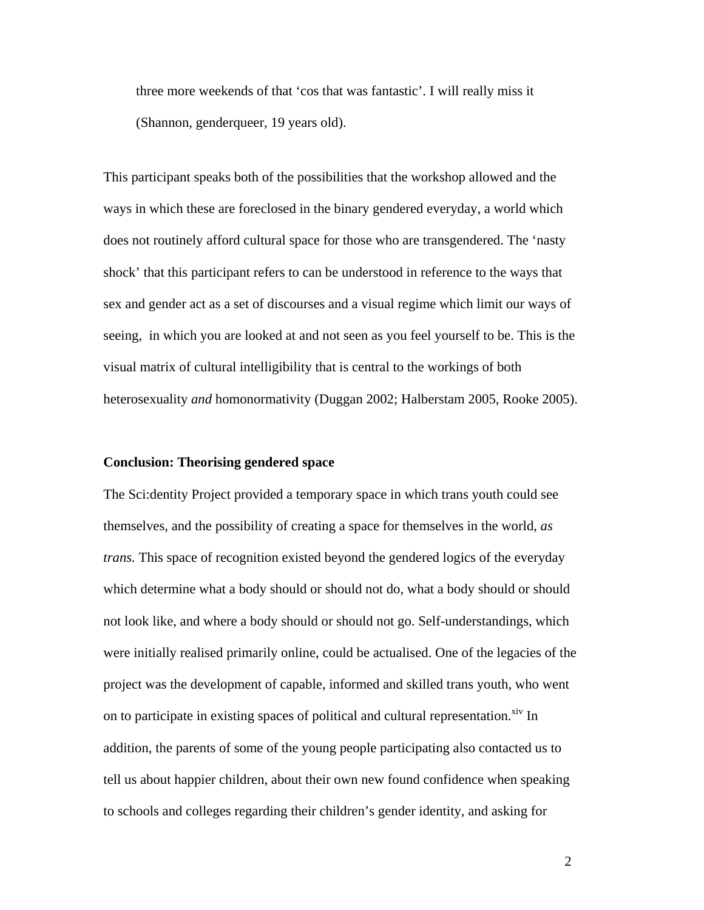> three more weekends of that 'cos that was fantastic'. I will really miss it (Shannon, genderqueer, 19 years old).

This participant speaks both of the possibilities that the workshop allowed and the ways in which these are foreclosed in the binary gendered everyday, a world which does not routinely afford cultural space for those who are transgendered. The 'nasty shock' that this participant refers to can be understood in reference to the ways that sex and gender act as a set of discourses and a visual regime which limit our ways of seeing, in which you are looked at and not seen as you feel yourself to be. This is the visual matrix of cultural intelligibility that is central to the workings of both heterosexuality *and* homonormativity (Duggan 2002; Halberstam 2005, Rooke 2005).

**Conclusion: Theorising gendered space**

The Sci:dentity Project provided a temporary space in which trans youth could see themselves, and the possibility of creating a space for themselves in the world, *as trans.* This space of recognition existed beyond the gendered logics of the everyday which determine what a body should or should not do, what a body should or should not look like, and where a body should or should not go. Self-understandings, which were initially realised primarily online, could be actualised. One of the legacies of the project was the development of capable, informed and skilled trans youth, who went on to participate in existing spaces of political and cultural representation.[xiv] In addition, the parents of some of the young people participating also contacted us to tell us about happier children, about their own new found confidence when speaking to schools and colleges regarding their children's gender identity, and asking for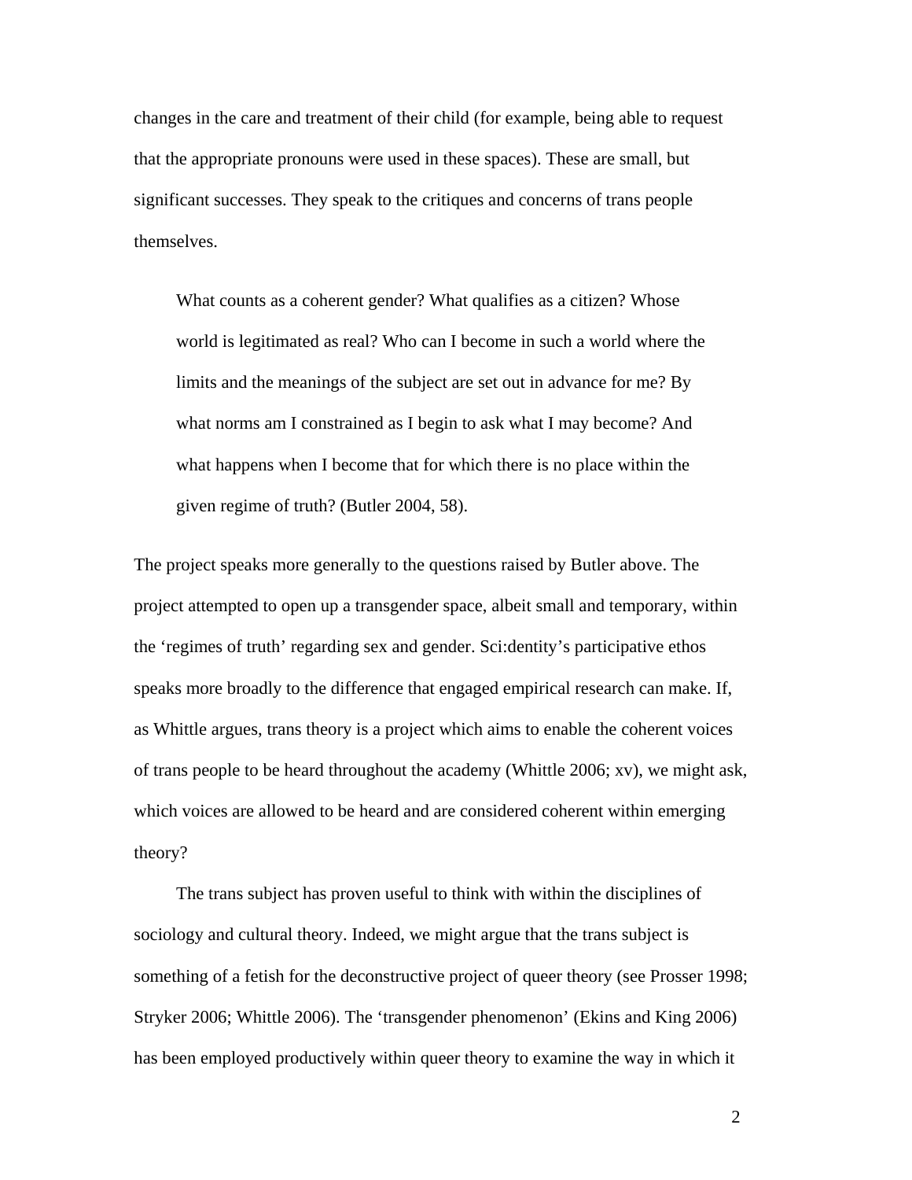changes in the care and treatment of their child (for example, being able to request that the appropriate pronouns were used in these spaces). These are small, but significant successes. They speak to the critiques and concerns of trans people themselves.

> What counts as a coherent gender? What qualifies as a citizen? Whose world is legitimated as real? Who can I become in such a world where the limits and the meanings of the subject are set out in advance for me? By what norms am I constrained as I begin to ask what I may become? And what happens when I become that for which there is no place within the given regime of truth? (Butler 2004, 58).

The project speaks more generally to the questions raised by Butler above. The project attempted to open up a transgender space, albeit small and temporary, within the 'regimes of truth' regarding sex and gender. Sci:dentity's participative ethos speaks more broadly to the difference that engaged empirical research can make. If, as Whittle argues, trans theory is a project which aims to enable the coherent voices of trans people to be heard throughout the academy (Whittle 2006; xv), we might ask, which voices are allowed to be heard and are considered coherent within emerging theory?

The trans subject has proven useful to think with within the disciplines of sociology and cultural theory. Indeed, we might argue that the trans subject is something of a fetish for the deconstructive project of queer theory (see Prosser 1998; Stryker 2006; Whittle 2006). The 'transgender phenomenon' (Ekins and King 2006) has been employed productively within queer theory to examine the way in which it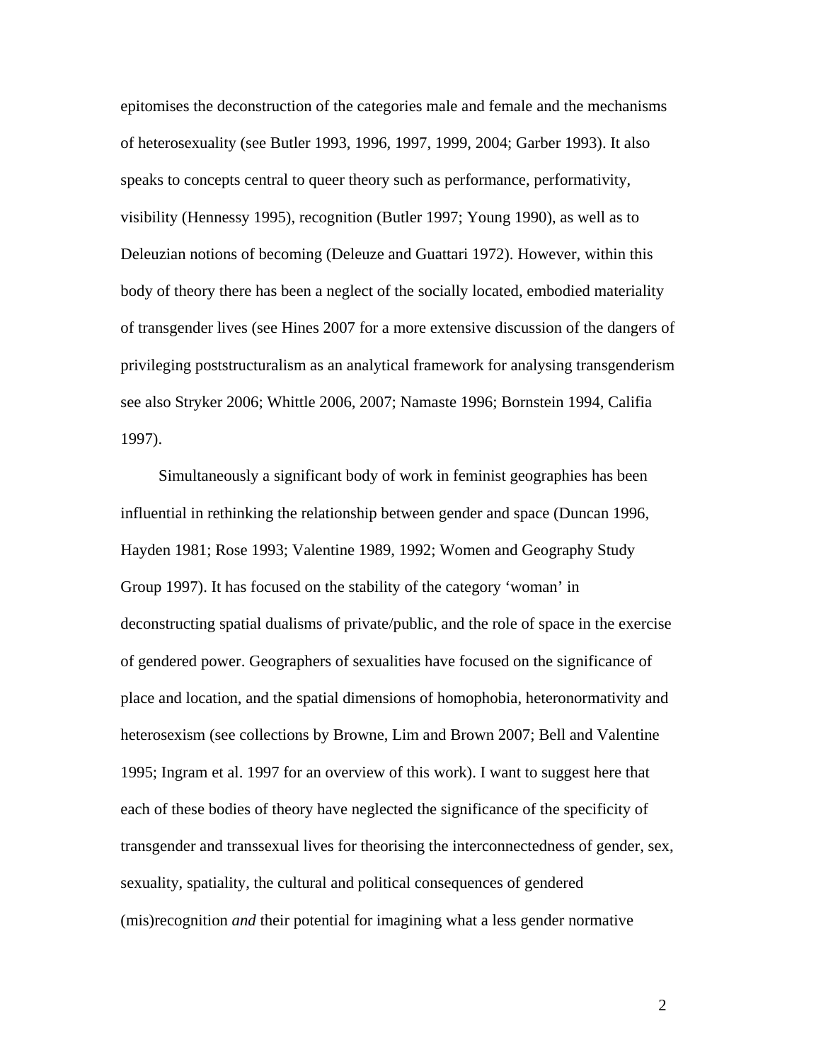epitomises the deconstruction of the categories male and female and the mechanisms of heterosexuality (see Butler 1993, 1996, 1997, 1999, 2004; Garber 1993). It also speaks to concepts central to queer theory such as performance, performativity, visibility (Hennessy 1995), recognition (Butler 1997; Young 1990), as well as to Deleuzian notions of becoming (Deleuze and Guattari 1972). However, within this body of theory there has been a neglect of the socially located, embodied materiality of transgender lives (see Hines 2007 for a more extensive discussion of the dangers of privileging poststructuralism as an analytical framework for analysing transgenderism see also Stryker 2006; Whittle 2006, 2007; Namaste 1996; Bornstein 1994, Califia 1997).

Simultaneously a significant body of work in feminist geographies has been influential in rethinking the relationship between gender and space (Duncan 1996, Hayden 1981; Rose 1993; Valentine 1989, 1992; Women and Geography Study Group 1997). It has focused on the stability of the category 'woman' in deconstructing spatial dualisms of private/public, and the role of space in the exercise of gendered power. Geographers of sexualities have focused on the significance of place and location, and the spatial dimensions of homophobia, heteronormativity and heterosexism (see collections by Browne, Lim and Brown 2007; Bell and Valentine 1995; Ingram et al. 1997 for an overview of this work). I want to suggest here that each of these bodies of theory have neglected the significance of the specificity of transgender and transsexual lives for theorising the interconnectedness of gender, sex, sexuality, spatiality, the cultural and political consequences of gendered (mis)recognition *and* their potential for imagining what a less gender normative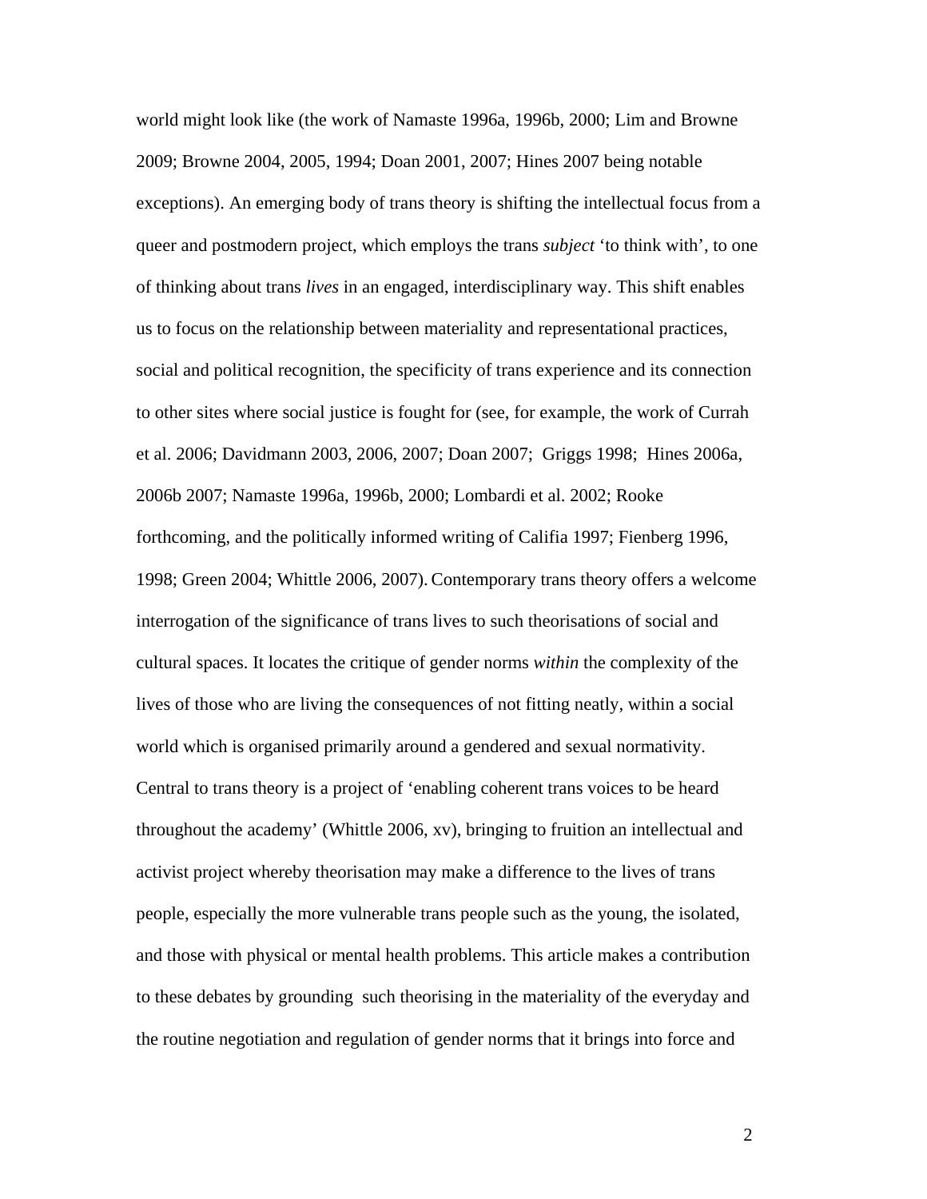world might look like (the work of Namaste 1996a, 1996b, 2000; Lim and Browne 2009; Browne 2004, 2005, 1994; Doan 2001, 2007; Hines 2007 being notable exceptions). An emerging body of trans theory is shifting the intellectual focus from a queer and postmodern project, which employs the trans *subject* 'to think with', to one of thinking about trans *lives* in an engaged, interdisciplinary way. This shift enables us to focus on the relationship between materiality and representational practices, social and political recognition, the specificity of trans experience and its connection to other sites where social justice is fought for (see, for example, the work of Currah et al. 2006; Davidmann 2003, 2006, 2007; Doan 2007; Griggs 1998; Hines 2006a, 2006b 2007; Namaste 1996a, 1996b, 2000; Lombardi et al. 2002; Rooke forthcoming, and the politically informed writing of Califia 1997; Fienberg 1996, 1998; Green 2004; Whittle 2006, 2007). Contemporary trans theory offers a welcome interrogation of the significance of trans lives to such theorisations of social and cultural spaces. It locates the critique of gender norms *within* the complexity of the lives of those who are living the consequences of not fitting neatly, within a social world which is organised primarily around a gendered and sexual normativity. Central to trans theory is a project of 'enabling coherent trans voices to be heard throughout the academy' (Whittle 2006, xv), bringing to fruition an intellectual and activist project whereby theorisation may make a difference to the lives of trans people, especially the more vulnerable trans people such as the young, the isolated, and those with physical or mental health problems. This article makes a contribution to these debates by grounding such theorising in the materiality of the everyday and the routine negotiation and regulation of gender norms that it brings into force and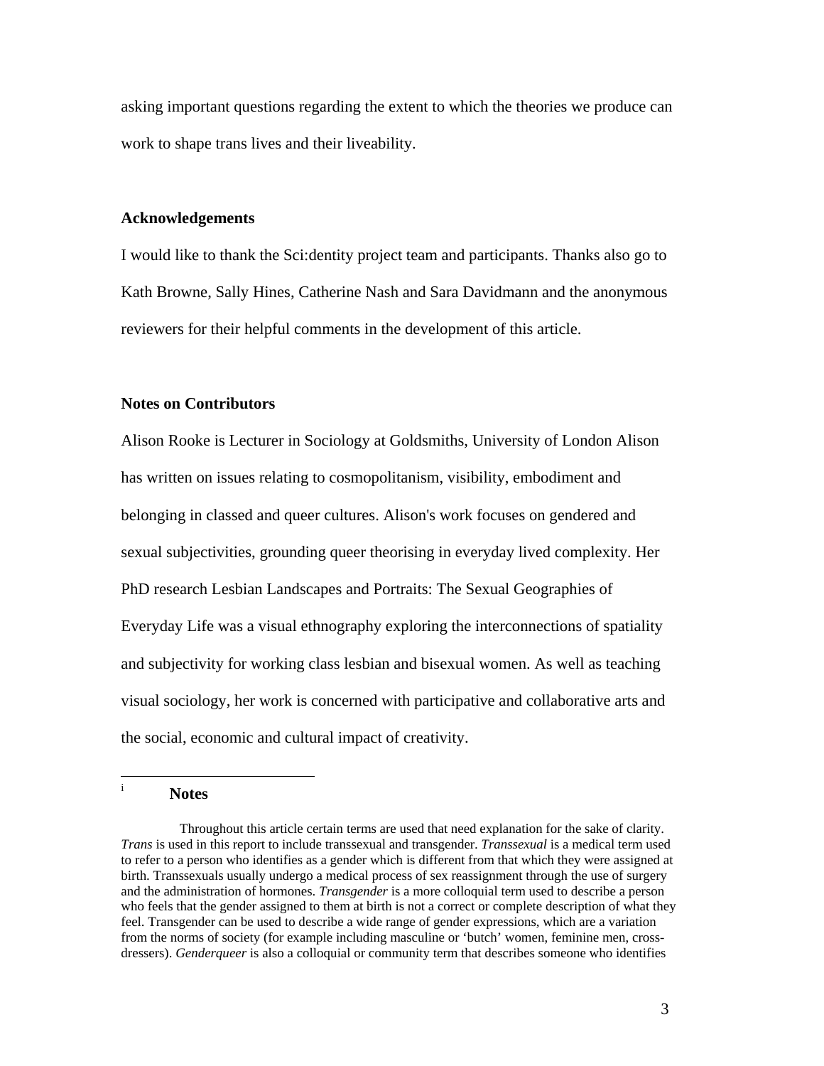asking important questions regarding the extent to which the theories we produce can work to shape trans lives and their liveability.

## Acknowledgements

I would like to thank the Sci:dentity project team and participants. Thanks also go to Kath Browne, Sally Hines, Catherine Nash and Sara Davidmann and the anonymous reviewers for their helpful comments in the development of this article.

## Notes on Contributors

Alison Rooke is Lecturer in Sociology at Goldsmiths, University of London Alison has written on issues relating to cosmopolitanism, visibility, embodiment and belonging in classed and queer cultures. Alison's work focuses on gendered and sexual subjectivities, grounding queer theorising in everyday lived complexity. Her PhD research Lesbian Landscapes and Portraits: The Sexual Geographies of Everyday Life was a visual ethnography exploring the interconnections of spatiality and subjectivity for working class lesbian and bisexual women. As well as teaching visual sociology, her work is concerned with participative and collaborative arts and the social, economic and cultural impact of creativity.

---

[i] **Notes**

Throughout this article certain terms are used that need explanation for the sake of clarity. *Trans* is used in this report to include transsexual and transgender. *Transsexual* is a medical term used to refer to a person who identifies as a gender which is different from that which they were assigned at birth. Transsexuals usually undergo a medical process of sex reassignment through the use of surgery and the administration of hormones. *Transgender* is a more colloquial term used to describe a person who feels that the gender assigned to them at birth is not a correct or complete description of what they feel. Transgender can be used to describe a wide range of gender expressions, which are a variation from the norms of society (for example including masculine or 'butch' women, feminine men, cross-dressers). *Genderqueer* is also a colloquial or community term that describes someone who identifies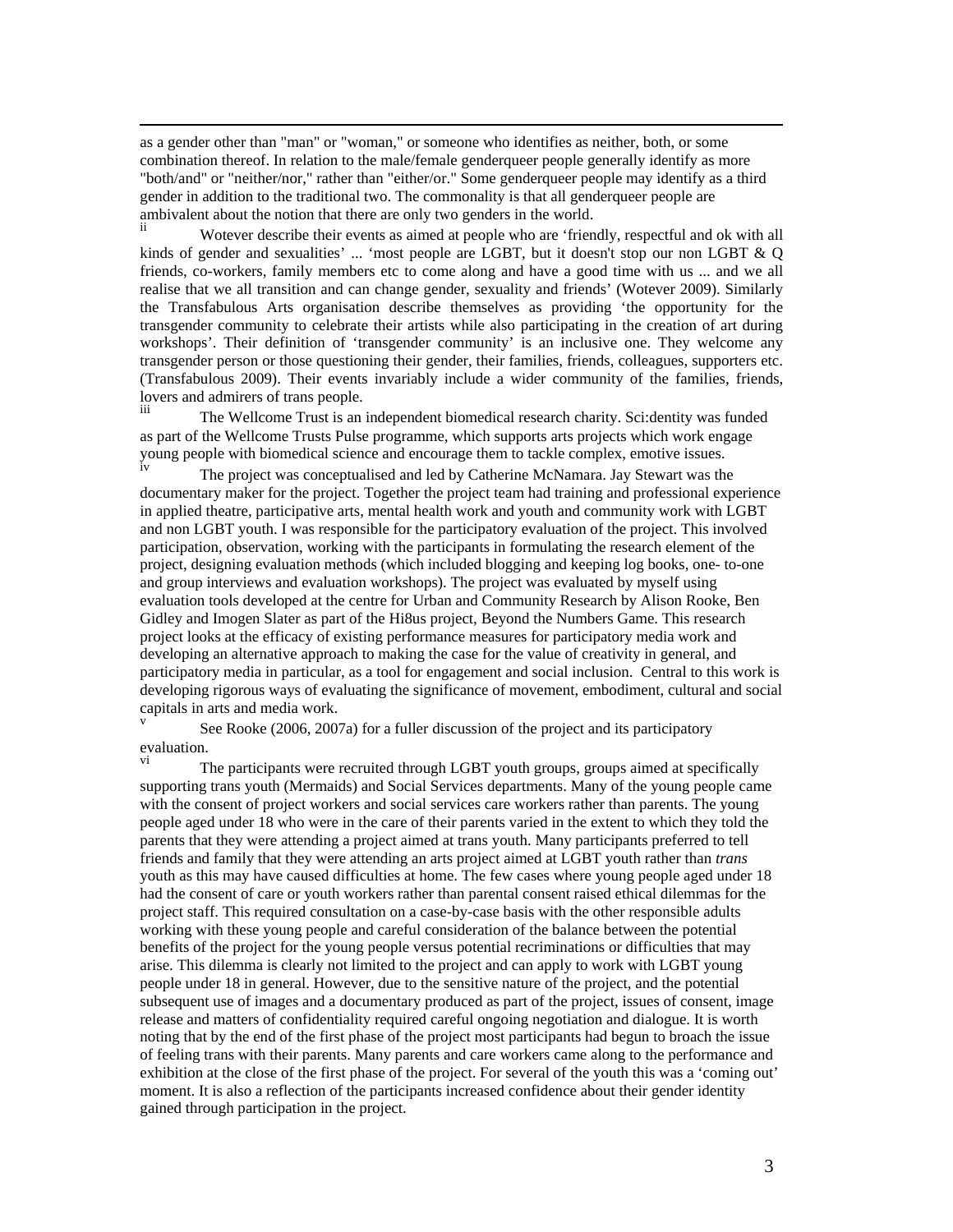as a gender other than "man" or "woman," or someone who identifies as neither, both, or some combination thereof. In relation to the male/female genderqueer people generally identify as more "both/and" or "neither/nor," rather than "either/or." Some genderqueer people may identify as a third gender in addition to the traditional two. The commonality is that all genderqueer people are ambivalent about the notion that there are only two genders in the world.

[ii] Wotever describe their events as aimed at people who are 'friendly, respectful and ok with all kinds of gender and sexualities' ... 'most people are LGBT, but it doesn't stop our non LGBT & Q friends, co-workers, family members etc to come along and have a good time with us ... and we all realise that we all transition and can change gender, sexuality and friends' (Wotever 2009). Similarly the Transfabulous Arts organisation describe themselves as providing 'the opportunity for the transgender community to celebrate their artists while also participating in the creation of art during workshops'. Their definition of 'transgender community' is an inclusive one. They welcome any transgender person or those questioning their gender, their families, friends, colleagues, supporters etc. (Transfabulous 2009). Their events invariably include a wider community of the families, friends, lovers and admirers of trans people.

[iii] The Wellcome Trust is an independent biomedical research charity. Sci:dentity was funded as part of the Wellcome Trusts Pulse programme, which supports arts projects which work engage young people with biomedical science and encourage them to tackle complex, emotive issues.

[iv] The project was conceptualised and led by Catherine McNamara. Jay Stewart was the documentary maker for the project. Together the project team had training and professional experience in applied theatre, participative arts, mental health work and youth and community work with LGBT and non LGBT youth. I was responsible for the participatory evaluation of the project. This involved participation, observation, working with the participants in formulating the research element of the project, designing evaluation methods (which included blogging and keeping log books, one- to-one and group interviews and evaluation workshops). The project was evaluated by myself using evaluation tools developed at the centre for Urban and Community Research by Alison Rooke, Ben Gidley and Imogen Slater as part of the Hi8us project, Beyond the Numbers Game. This research project looks at the efficacy of existing performance measures for participatory media work and developing an alternative approach to making the case for the value of creativity in general, and participatory media in particular, as a tool for engagement and social inclusion. Central to this work is developing rigorous ways of evaluating the significance of movement, embodiment, cultural and social capitals in arts and media work.

[v] See Rooke (2006, 2007a) for a fuller discussion of the project and its participatory evaluation.

[vi] The participants were recruited through LGBT youth groups, groups aimed at specifically supporting trans youth (Mermaids) and Social Services departments. Many of the young people came with the consent of project workers and social services care workers rather than parents. The young people aged under 18 who were in the care of their parents varied in the extent to which they told the parents that they were attending a project aimed at trans youth. Many participants preferred to tell friends and family that they were attending an arts project aimed at LGBT youth rather than *trans* youth as this may have caused difficulties at home. The few cases where young people aged under 18 had the consent of care or youth workers rather than parental consent raised ethical dilemmas for the project staff. This required consultation on a case-by-case basis with the other responsible adults working with these young people and careful consideration of the balance between the potential benefits of the project for the young people versus potential recriminations or difficulties that may arise. This dilemma is clearly not limited to the project and can apply to work with LGBT young people under 18 in general. However, due to the sensitive nature of the project, and the potential subsequent use of images and a documentary produced as part of the project, issues of consent, image release and matters of confidentiality required careful ongoing negotiation and dialogue. It is worth noting that by the end of the first phase of the project most participants had begun to broach the issue of feeling trans with their parents. Many parents and care workers came along to the performance and exhibition at the close of the first phase of the project. For several of the youth this was a 'coming out' moment. It is also a reflection of the participants increased confidence about their gender identity gained through participation in the project.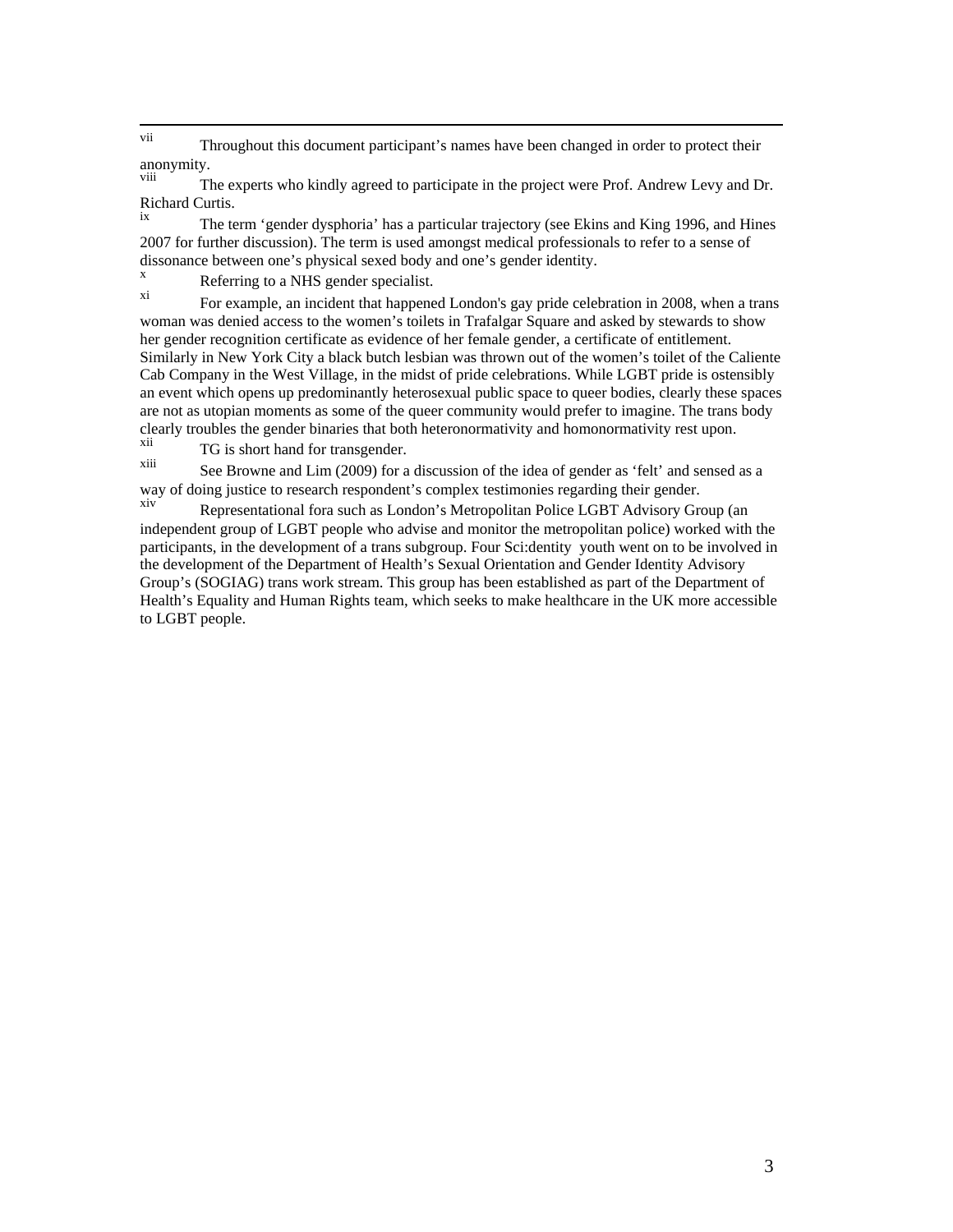[vii] Throughout this document participant's names have been changed in order to protect their anonymity.

[viii] The experts who kindly agreed to participate in the project were Prof. Andrew Levy and Dr. Richard Curtis.

[ix] The term 'gender dysphoria' has a particular trajectory (see Ekins and King 1996, and Hines 2007 for further discussion). The term is used amongst medical professionals to refer to a sense of dissonance between one's physical sexed body and one's gender identity.

[x] Referring to a NHS gender specialist.

[xi] For example, an incident that happened London's gay pride celebration in 2008, when a trans woman was denied access to the women's toilets in Trafalgar Square and asked by stewards to show her gender recognition certificate as evidence of her female gender, a certificate of entitlement. Similarly in New York City a black butch lesbian was thrown out of the women's toilet of the Caliente Cab Company in the West Village, in the midst of pride celebrations. While LGBT pride is ostensibly an event which opens up predominantly heterosexual public space to queer bodies, clearly these spaces are not as utopian moments as some of the queer community would prefer to imagine. The trans body clearly troubles the gender binaries that both heteronormativity and homonormativity rest upon.

[xii] TG is short hand for transgender.

[xiii] See Browne and Lim (2009) for a discussion of the idea of gender as 'felt' and sensed as a way of doing justice to research respondent's complex testimonies regarding their gender.

[xiv] Representational fora such as London's Metropolitan Police LGBT Advisory Group (an independent group of LGBT people who advise and monitor the metropolitan police) worked with the participants, in the development of a trans subgroup. Four Sci:dentity youth went on to be involved in the development of the Department of Health's Sexual Orientation and Gender Identity Advisory Group's (SOGIAG) trans work stream. This group has been established as part of the Department of Health's Equality and Human Rights team, which seeks to make healthcare in the UK more accessible to LGBT people.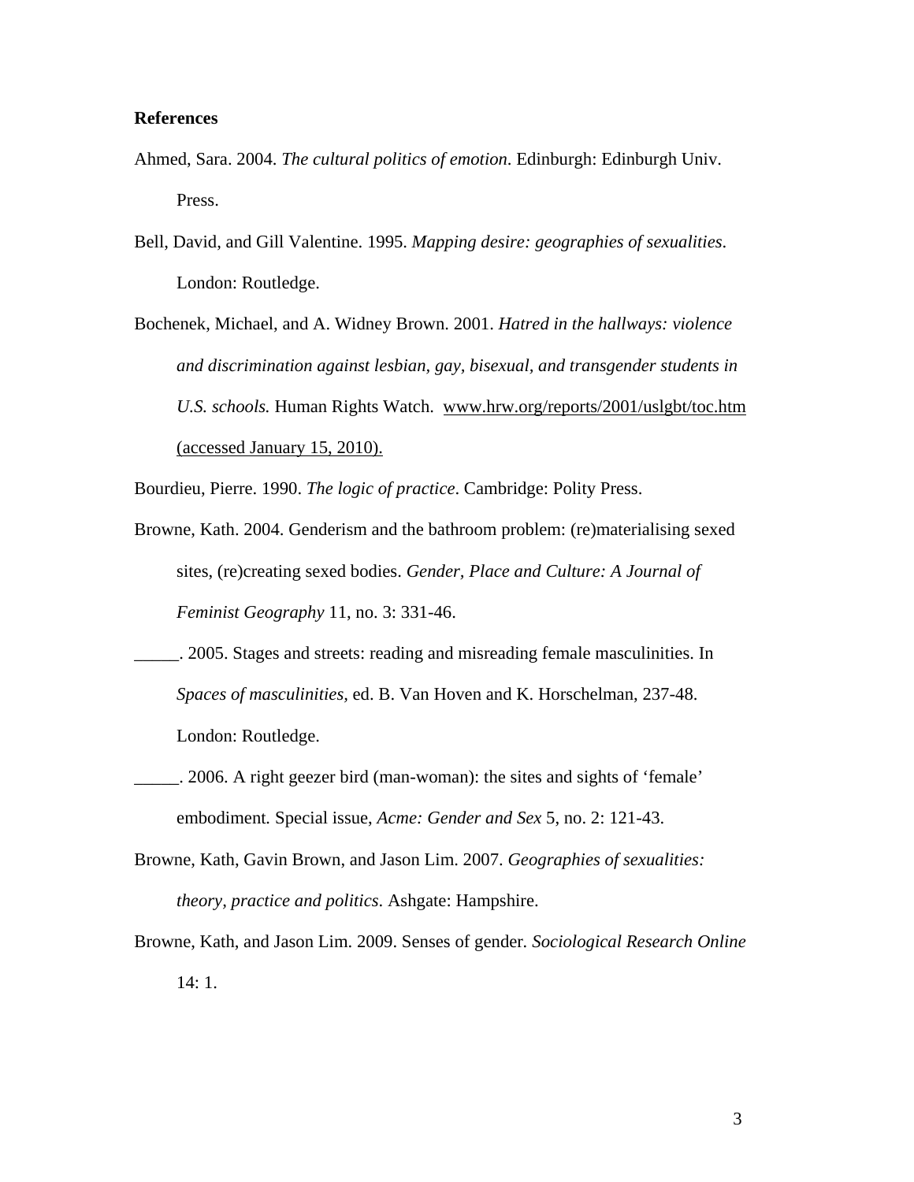**References**

Ahmed, Sara. 2004. *The cultural politics of emotion*. Edinburgh: Edinburgh Univ. Press.

Bell, David, and Gill Valentine. 1995. *Mapping desire: geographies of sexualities*. London: Routledge.

Bochenek, Michael, and A. Widney Brown. 2001. *Hatred in the hallways: violence and discrimination against lesbian, gay, bisexual, and transgender students in U.S. schools.* Human Rights Watch. www.hrw.org/reports/2001/uslgbt/toc.htm (accessed January 15, 2010).

Bourdieu, Pierre. 1990. *The logic of practice*. Cambridge: Polity Press.

Browne, Kath. 2004. Genderism and the bathroom problem: (re)materialising sexed sites, (re)creating sexed bodies. *Gender, Place and Culture: A Journal of Feminist Geography* 11, no. 3: 331-46.

_____. 2005. Stages and streets: reading and misreading female masculinities. In *Spaces of masculinities*, ed. B. Van Hoven and K. Horschelman, 237-48. London: Routledge.

_____. 2006. A right geezer bird (man-woman): the sites and sights of 'female' embodiment. Special issue, *Acme: Gender and Sex* 5, no. 2: 121-43.

Browne, Kath, Gavin Brown, and Jason Lim. 2007. *Geographies of sexualities: theory, practice and politics*. Ashgate: Hampshire.

Browne, Kath, and Jason Lim. 2009. Senses of gender. *Sociological Research Online* 14: 1.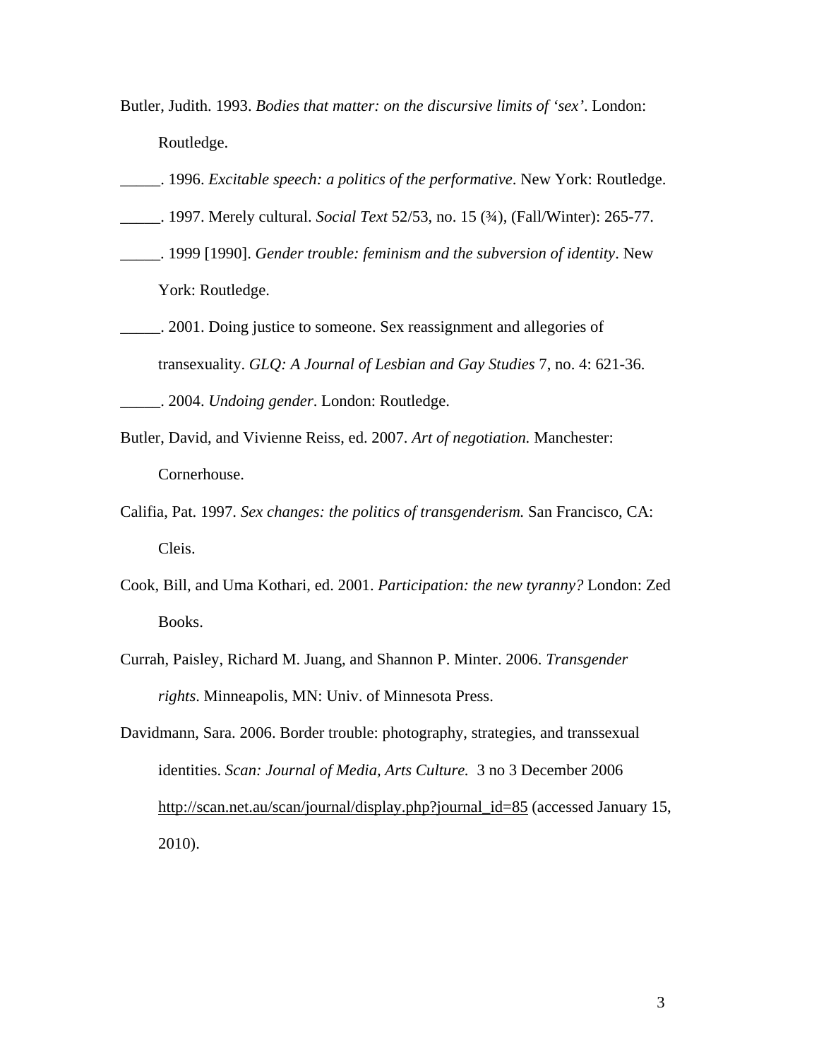Butler, Judith. 1993. *Bodies that matter: on the discursive limits of 'sex'*. London: Routledge.

_____. 1996. *Excitable speech: a politics of the performative*. New York: Routledge.

_____. 1997. Merely cultural. *Social Text* 52/53, no. 15 (¾), (Fall/Winter): 265-77.

_____. 1999 [1990]. *Gender trouble: feminism and the subversion of identity*. New York: Routledge.

_____. 2001. Doing justice to someone. Sex reassignment and allegories of transexuality. *GLQ: A Journal of Lesbian and Gay Studies* 7, no. 4: 621-36.

_____. 2004. *Undoing gender*. London: Routledge.

Butler, David, and Vivienne Reiss, ed. 2007. *Art of negotiation.* Manchester: Cornerhouse.

Califia, Pat. 1997. *Sex changes: the politics of transgenderism.* San Francisco, CA: Cleis.

Cook, Bill, and Uma Kothari, ed. 2001. *Participation: the new tyranny?* London: Zed Books.

Currah, Paisley, Richard M. Juang, and Shannon P. Minter. 2006. *Transgender rights*. Minneapolis, MN: Univ. of Minnesota Press.

Davidmann, Sara. 2006. Border trouble: photography, strategies, and transsexual identities. *Scan: Journal of Media, Arts Culture.* 3 no 3 December 2006 http://scan.net.au/scan/journal/display.php?journal_id=85 (accessed January 15, 2010).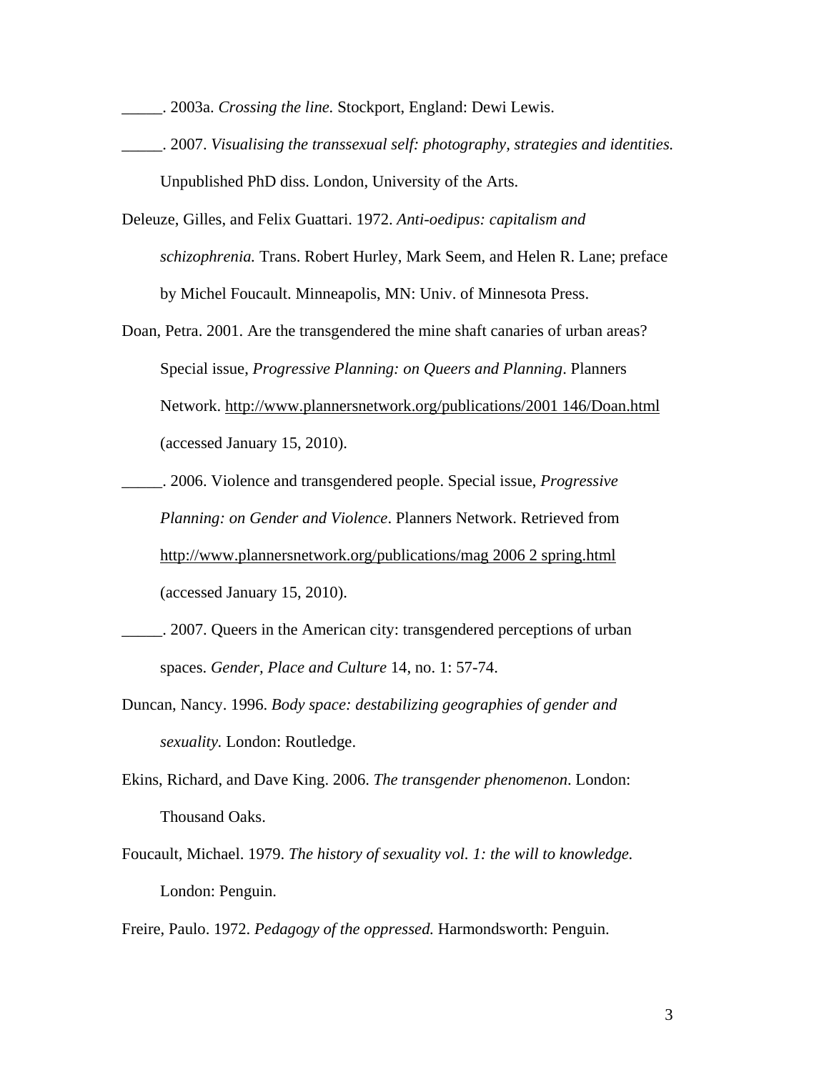_____. 2003a. *Crossing the line.* Stockport, England: Dewi Lewis.

_____. 2007. *Visualising the transsexual self: photography, strategies and identities.* Unpublished PhD diss. London, University of the Arts.

Deleuze, Gilles, and Felix Guattari. 1972. *Anti-oedipus: capitalism and schizophrenia.* Trans. Robert Hurley, Mark Seem, and Helen R. Lane; preface by Michel Foucault. Minneapolis, MN: Univ. of Minnesota Press.

Doan, Petra. 2001. Are the transgendered the mine shaft canaries of urban areas? Special issue, *Progressive Planning: on Queers and Planning*. Planners Network. http://www.plannersnetwork.org/publications/2001 146/Doan.html (accessed January 15, 2010).

_____. 2006. Violence and transgendered people. Special issue, *Progressive Planning: on Gender and Violence*. Planners Network. Retrieved from http://www.plannersnetwork.org/publications/mag 2006 2 spring.html (accessed January 15, 2010).

_____. 2007. Queers in the American city: transgendered perceptions of urban spaces. *Gender, Place and Culture* 14, no. 1: 57-74.

Duncan, Nancy. 1996. *Body space: destabilizing geographies of gender and sexuality.* London: Routledge.

Ekins, Richard, and Dave King. 2006. *The transgender phenomenon*. London: Thousand Oaks.

Foucault, Michael. 1979. *The history of sexuality vol. 1: the will to knowledge.* London: Penguin.

Freire, Paulo. 1972. *Pedagogy of the oppressed.* Harmondsworth: Penguin.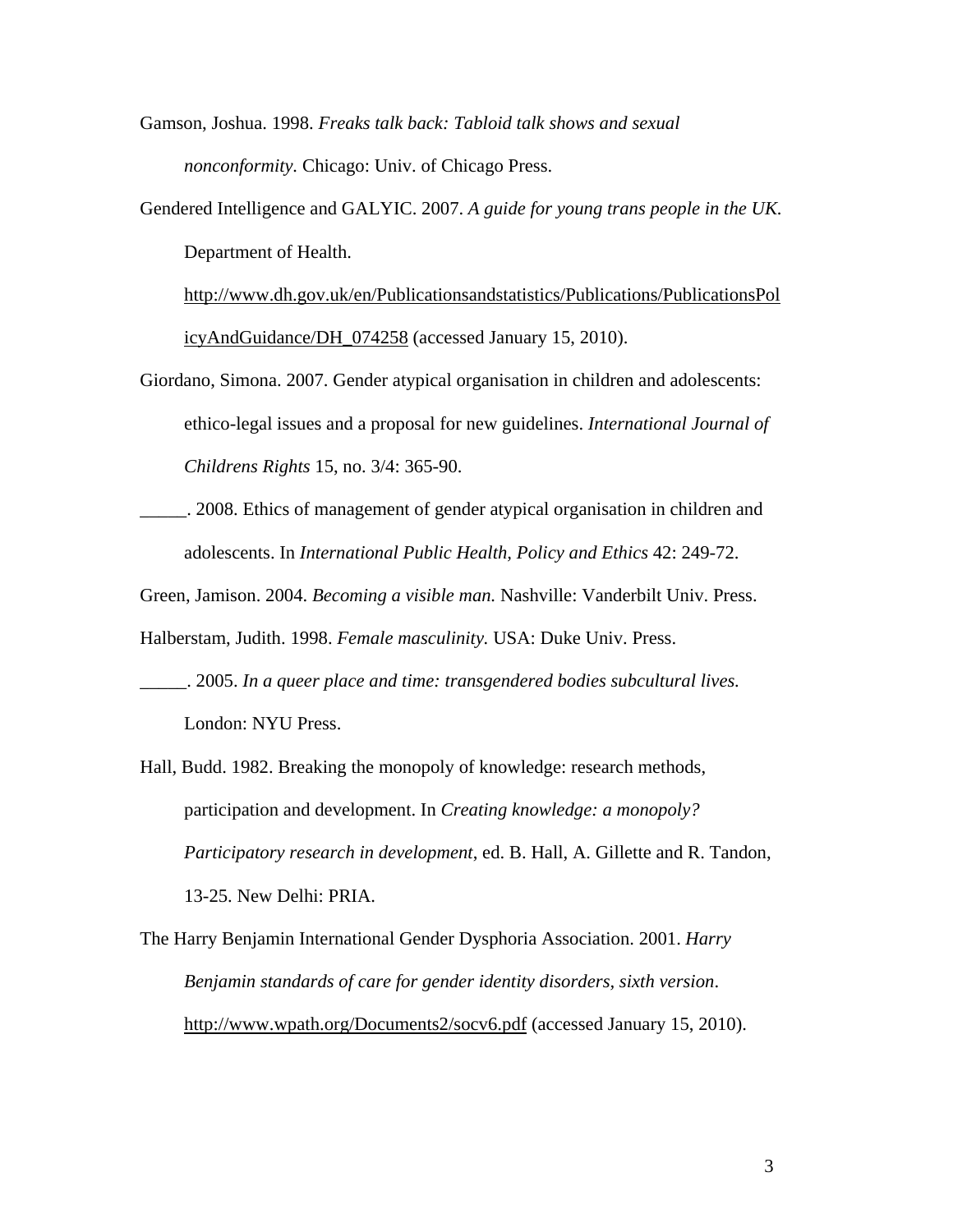Gamson, Joshua. 1998. *Freaks talk back: Tabloid talk shows and sexual nonconformity.* Chicago: Univ. of Chicago Press.

Gendered Intelligence and GALYIC. 2007. *A guide for young trans people in the UK.* Department of Health. http://www.dh.gov.uk/en/Publicationsandstatistics/Publications/PublicationsPolicyAndGuidance/DH_074258 (accessed January 15, 2010).

Giordano, Simona. 2007. Gender atypical organisation in children and adolescents: ethico-legal issues and a proposal for new guidelines. *International Journal of Childrens Rights* 15, no. 3/4: 365-90.

_____. 2008. Ethics of management of gender atypical organisation in children and adolescents. In *International Public Health, Policy and Ethics* 42: 249-72.

Green, Jamison. 2004. *Becoming a visible man.* Nashville: Vanderbilt Univ. Press.

Halberstam, Judith. 1998. *Female masculinity.* USA: Duke Univ. Press.

_____. 2005. *In a queer place and time: transgendered bodies subcultural lives.* London: NYU Press.

Hall, Budd. 1982. Breaking the monopoly of knowledge: research methods, participation and development. In *Creating knowledge: a monopoly? Participatory research in development*, ed. B. Hall, A. Gillette and R. Tandon, 13-25. New Delhi: PRIA.

The Harry Benjamin International Gender Dysphoria Association. 2001. *Harry Benjamin standards of care for gender identity disorders, sixth version*. http://www.wpath.org/Documents2/socv6.pdf (accessed January 15, 2010).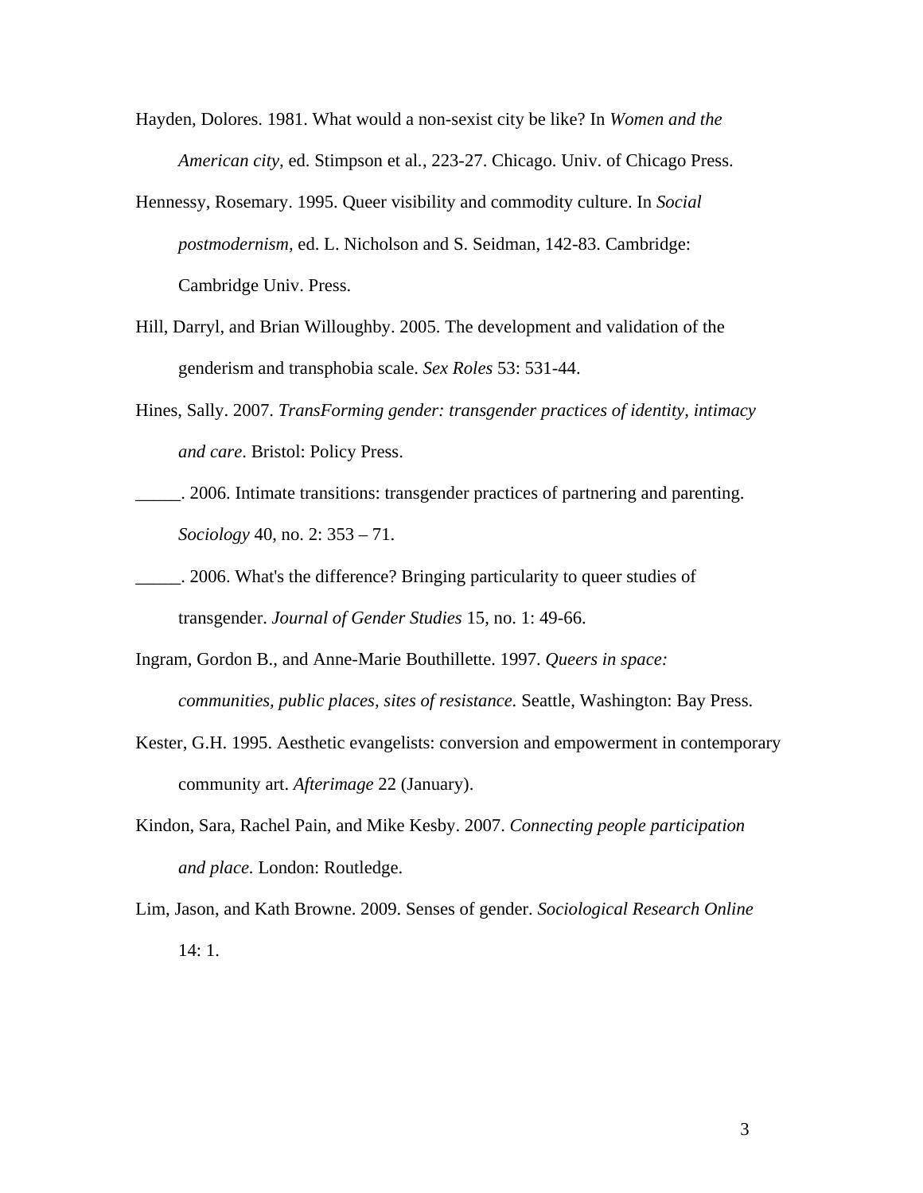Hayden, Dolores. 1981. What would a non-sexist city be like? In *Women and the American city,* ed. Stimpson et al., 223-27. Chicago. Univ. of Chicago Press.

Hennessy, Rosemary. 1995. Queer visibility and commodity culture. In *Social postmodernism,* ed. L. Nicholson and S. Seidman, 142-83. Cambridge: Cambridge Univ. Press.

Hill, Darryl, and Brian Willoughby. 2005. The development and validation of the genderism and transphobia scale. *Sex Roles* 53: 531-44.

Hines, Sally. 2007. *TransForming gender: transgender practices of identity, intimacy and care*. Bristol: Policy Press.

_____. 2006. Intimate transitions: transgender practices of partnering and parenting. *Sociology* 40, no. 2: 353 – 71.

_____. 2006. What's the difference? Bringing particularity to queer studies of transgender. *Journal of Gender Studies* 15, no. 1: 49-66.

Ingram, Gordon B., and Anne-Marie Bouthillette. 1997. *Queers in space: communities, public places, sites of resistance.* Seattle, Washington: Bay Press.

Kester, G.H. 1995. Aesthetic evangelists: conversion and empowerment in contemporary community art. *Afterimage* 22 (January).

Kindon, Sara, Rachel Pain, and Mike Kesby. 2007. *Connecting people participation and place.* London: Routledge.

Lim, Jason, and Kath Browne. 2009. Senses of gender. *Sociological Research Online* 14: 1.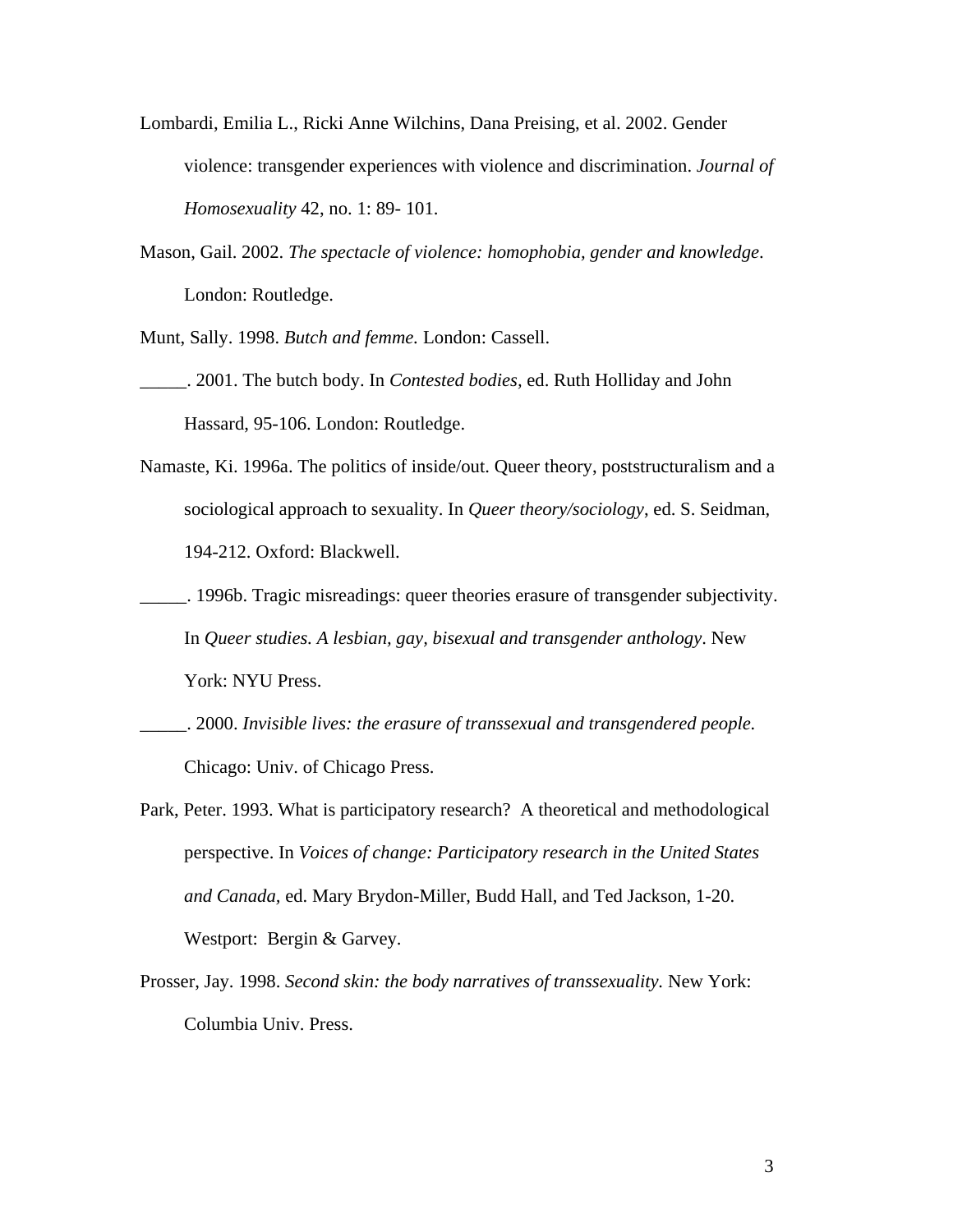Lombardi, Emilia L., Ricki Anne Wilchins, Dana Preising, et al. 2002. Gender violence: transgender experiences with violence and discrimination. *Journal of Homosexuality* 42, no. 1: 89- 101.

Mason, Gail. 2002. *The spectacle of violence: homophobia, gender and knowledge*. London: Routledge.

Munt, Sally. 1998. *Butch and femme.* London: Cassell.

_____. 2001. The butch body. In *Contested bodies*, ed. Ruth Holliday and John Hassard, 95-106. London: Routledge.

Namaste, Ki. 1996a. The politics of inside/out. Queer theory, poststructuralism and a sociological approach to sexuality. In *Queer theory/sociology*, ed. S. Seidman, 194-212. Oxford: Blackwell.

_____. 1996b. Tragic misreadings: queer theories erasure of transgender subjectivity. In *Queer studies. A lesbian, gay, bisexual and transgender anthology*. New York: NYU Press.

_____. 2000. *Invisible lives: the erasure of transsexual and transgendered people.* Chicago: Univ. of Chicago Press.

Park, Peter. 1993. What is participatory research? A theoretical and methodological perspective. In *Voices of change: Participatory research in the United States and Canada*, ed. Mary Brydon-Miller, Budd Hall, and Ted Jackson, 1-20. Westport: Bergin & Garvey.

Prosser, Jay. 1998. *Second skin: the body narratives of transsexuality.* New York: Columbia Univ. Press.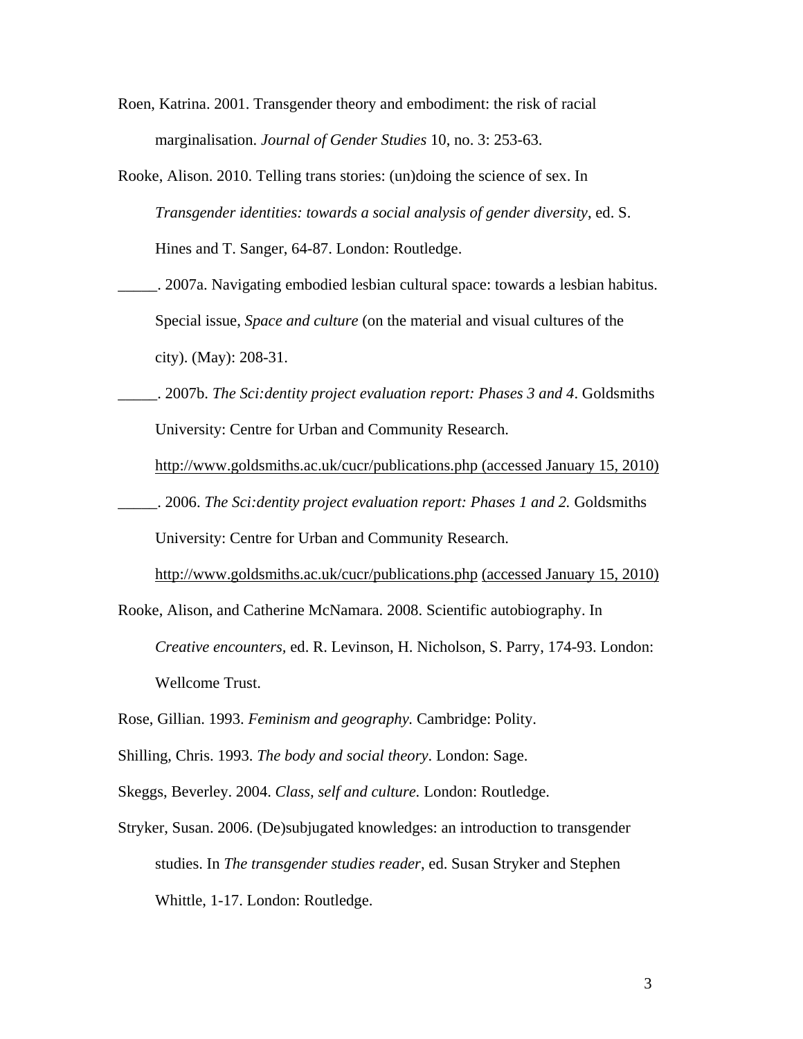Roen, Katrina. 2001. Transgender theory and embodiment: the risk of racial marginalisation. *Journal of Gender Studies* 10, no. 3: 253-63.

Rooke, Alison. 2010. Telling trans stories: (un)doing the science of sex. In *Transgender identities: towards a social analysis of gender diversity*, ed. S. Hines and T. Sanger, 64-87. London: Routledge.

_____. 2007a. Navigating embodied lesbian cultural space: towards a lesbian habitus. Special issue, *Space and culture* (on the material and visual cultures of the city). (May): 208-31.

_____. 2007b. *The Sci:dentity project evaluation report: Phases 3 and 4*. Goldsmiths University: Centre for Urban and Community Research. http://www.goldsmiths.ac.uk/cucr/publications.php (accessed January 15, 2010)

_____. 2006. *The Sci:dentity project evaluation report: Phases 1 and 2.* Goldsmiths University: Centre for Urban and Community Research. http://www.goldsmiths.ac.uk/cucr/publications.php (accessed January 15, 2010)

Rooke, Alison, and Catherine McNamara. 2008. Scientific autobiography. In *Creative encounters,* ed. R. Levinson, H. Nicholson, S. Parry, 174-93. London: Wellcome Trust.

Rose, Gillian. 1993. *Feminism and geography.* Cambridge: Polity.

Shilling, Chris. 1993. *The body and social theory*. London: Sage.

Skeggs, Beverley. 2004. *Class, self and culture.* London: Routledge.

Stryker, Susan. 2006. (De)subjugated knowledges: an introduction to transgender studies. In *The transgender studies reader*, ed. Susan Stryker and Stephen Whittle, 1-17. London: Routledge.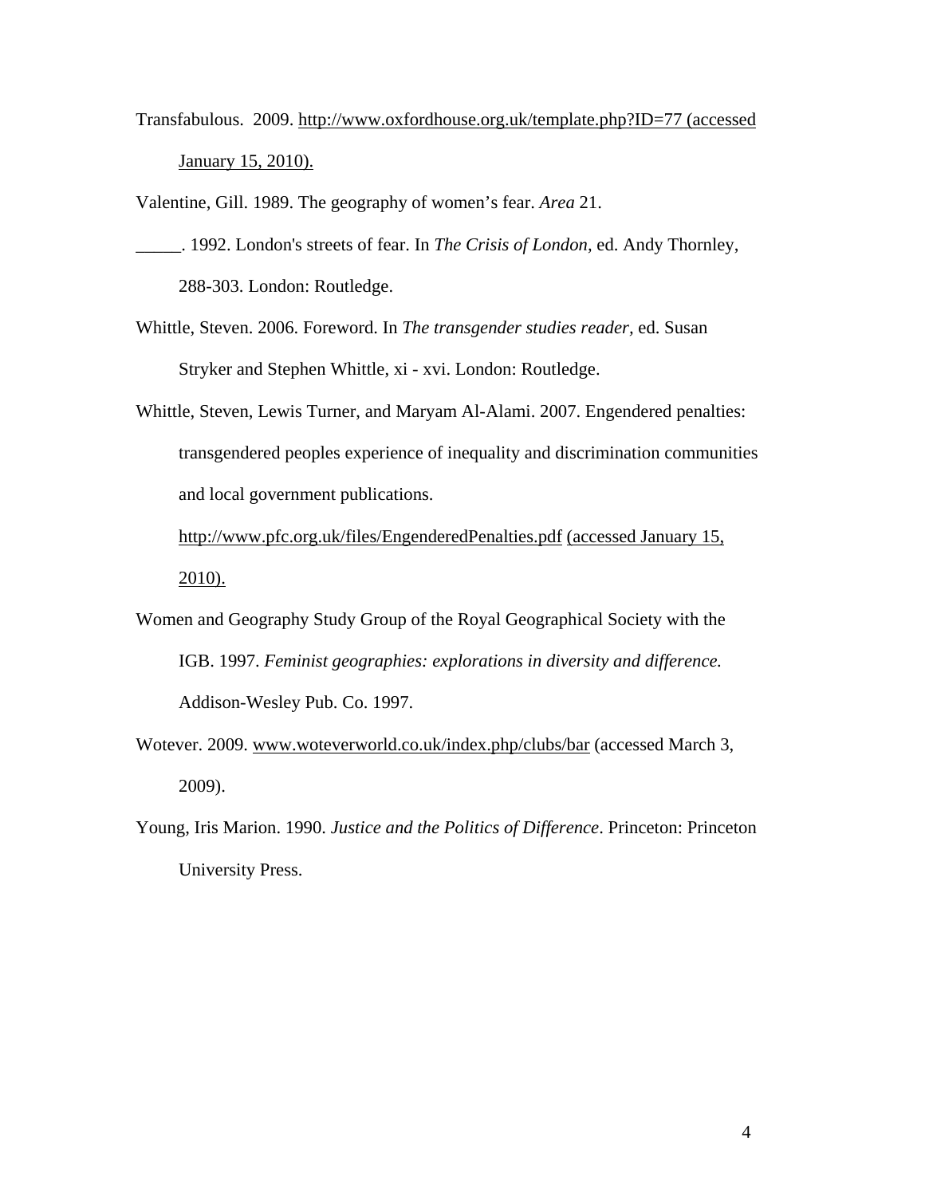Transfabulous. 2009. http://www.oxfordhouse.org.uk/template.php?ID=77 (accessed January 15, 2010).

Valentine, Gill. 1989. The geography of women's fear. *Area* 21.

_____. 1992. London's streets of fear. In *The Crisis of London*, ed. Andy Thornley, 288-303. London: Routledge.

Whittle, Steven. 2006. Foreword. In *The transgender studies reader*, ed. Susan Stryker and Stephen Whittle, xi - xvi. London: Routledge.

Whittle, Steven, Lewis Turner, and Maryam Al-Alami. 2007. Engendered penalties: transgendered peoples experience of inequality and discrimination communities and local government publications. http://www.pfc.org.uk/files/EngenderedPenalties.pdf (accessed January 15, 2010).

Women and Geography Study Group of the Royal Geographical Society with the IGB. 1997. *Feminist geographies: explorations in diversity and difference.* Addison-Wesley Pub. Co. 1997.

Wotever. 2009. www.woteverworld.co.uk/index.php/clubs/bar (accessed March 3, 2009).

Young, Iris Marion. 1990. *Justice and the Politics of Difference*. Princeton: Princeton University Press.